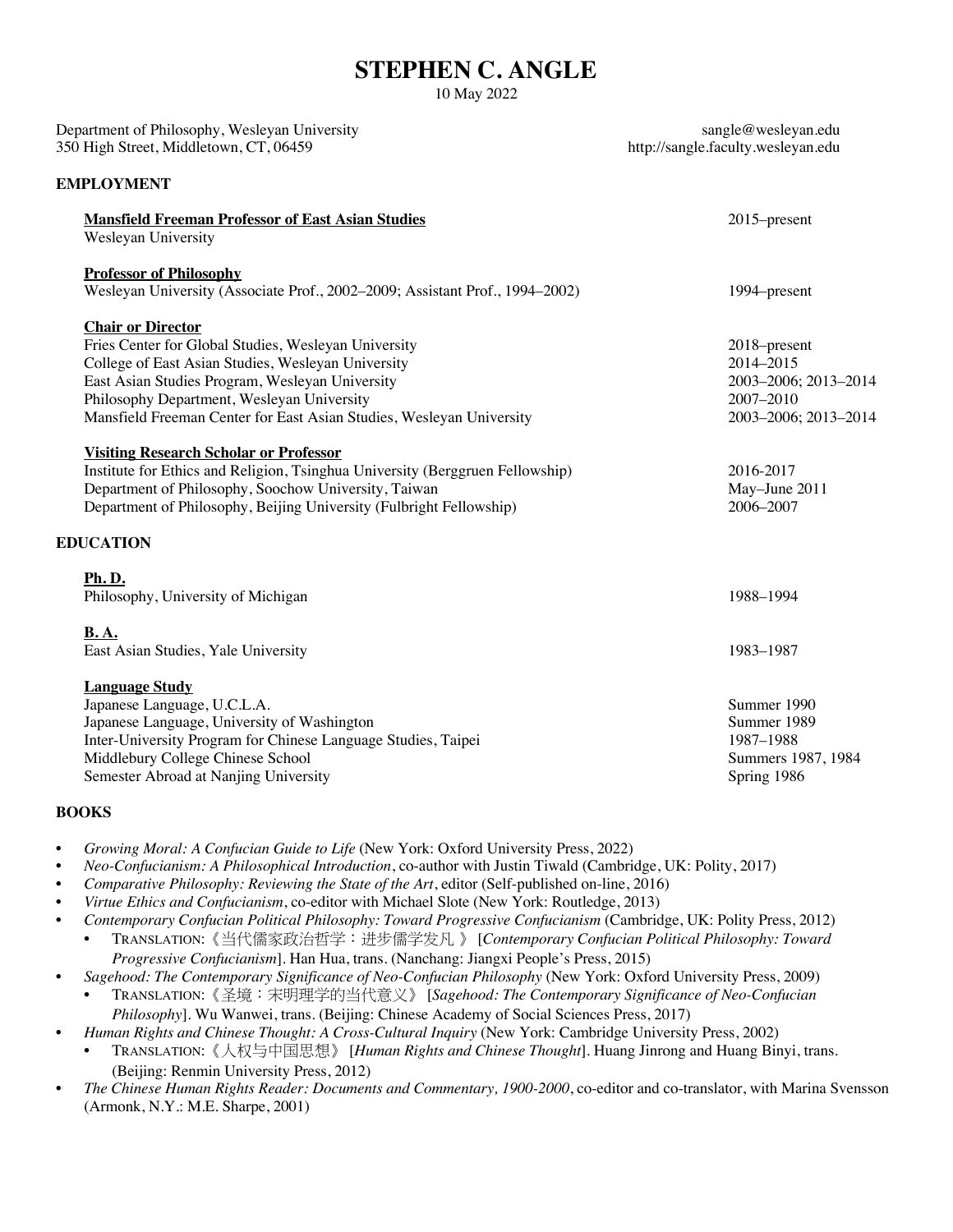# STEPHEN C. ANGLE

10 May 2022

Department of Philosophy, Wesleyan University
350 High Street, Middletown, CT, 06459

sangle@wesleyan.edu
http://sangle.faculty.wesleyan.edu

## EMPLOYMENT

**Mansfield Freeman Professor of East Asian Studies** — 2015–present
Wesleyan University

**Professor of Philosophy** — 1994–present
Wesleyan University (Associate Prof., 2002–2009; Assistant Prof., 1994–2002)

**Chair or Director**

| | |
|---|---|
| Fries Center for Global Studies, Wesleyan University | 2018–present |
| College of East Asian Studies, Wesleyan University | 2014–2015 |
| East Asian Studies Program, Wesleyan University | 2003–2006; 2013–2014 |
| Philosophy Department, Wesleyan University | 2007–2010 |
| Mansfield Freeman Center for East Asian Studies, Wesleyan University | 2003–2006; 2013–2014 |

**Visiting Research Scholar or Professor**

| | |
|---|---|
| Institute for Ethics and Religion, Tsinghua University (Berggruen Fellowship) | 2016-2017 |
| Department of Philosophy, Soochow University, Taiwan | May–June 2011 |
| Department of Philosophy, Beijing University (Fulbright Fellowship) | 2006–2007 |

## EDUCATION

**Ph. D.**
Philosophy, University of Michigan — 1988–1994

**B. A.**
East Asian Studies, Yale University — 1983–1987

**Language Study**

| | |
|---|---|
| Japanese Language, U.C.L.A. | Summer 1990 |
| Japanese Language, University of Washington | Summer 1989 |
| Inter-University Program for Chinese Language Studies, Taipei | 1987–1988 |
| Middlebury College Chinese School | Summers 1987, 1984 |
| Semester Abroad at Nanjing University | Spring 1986 |

## BOOKS

- *Growing Moral: A Confucian Guide to Life* (New York: Oxford University Press, 2022)
- *Neo-Confucianism: A Philosophical Introduction*, co-author with Justin Tiwald (Cambridge, UK: Polity, 2017)
- *Comparative Philosophy: Reviewing the State of the Art*, editor (Self-published on-line, 2016)
- *Virtue Ethics and Confucianism*, co-editor with Michael Slote (New York: Routledge, 2013)
- *Contemporary Confucian Political Philosophy: Toward Progressive Confucianism* (Cambridge, UK: Polity Press, 2012)
  - TRANSLATION:《当代儒家政治哲学：进步儒学发凡 》 [*Contemporary Confucian Political Philosophy: Toward Progressive Confucianism*]. Han Hua, trans. (Nanchang: Jiangxi People's Press, 2015)
- *Sagehood: The Contemporary Significance of Neo-Confucian Philosophy* (New York: Oxford University Press, 2009)
  - TRANSLATION:《圣境：宋明理学的当代意义》 [*Sagehood: The Contemporary Significance of Neo-Confucian Philosophy*]. Wu Wanwei, trans. (Beijing: Chinese Academy of Social Sciences Press, 2017)
- *Human Rights and Chinese Thought: A Cross-Cultural Inquiry* (New York: Cambridge University Press, 2002)
  - TRANSLATION:《人权与中国思想》 [*Human Rights and Chinese Thought*]. Huang Jinrong and Huang Binyi, trans. (Beijing: Renmin University Press, 2012)
- *The Chinese Human Rights Reader: Documents and Commentary, 1900-2000*, co-editor and co-translator, with Marina Svensson (Armonk, N.Y.: M.E. Sharpe, 2001)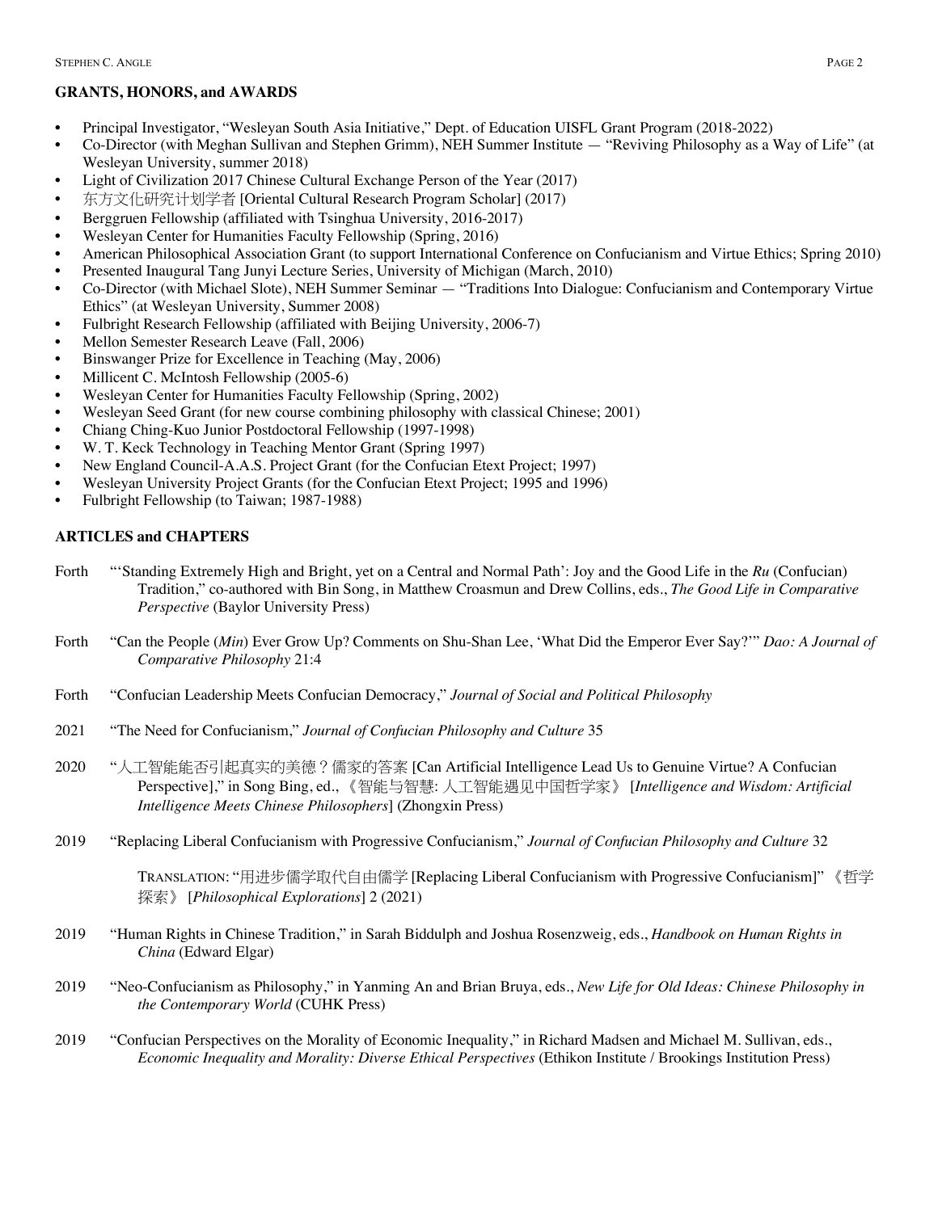## GRANTS, HONORS, and AWARDS

- Principal Investigator, "Wesleyan South Asia Initiative," Dept. of Education UISFL Grant Program (2018-2022)
- Co-Director (with Meghan Sullivan and Stephen Grimm), NEH Summer Institute — "Reviving Philosophy as a Way of Life" (at Wesleyan University, summer 2018)
- Light of Civilization 2017 Chinese Cultural Exchange Person of the Year (2017)
- 东方文化研究计划学者 [Oriental Cultural Research Program Scholar] (2017)
- Berggruen Fellowship (affiliated with Tsinghua University, 2016-2017)
- Wesleyan Center for Humanities Faculty Fellowship (Spring, 2016)
- American Philosophical Association Grant (to support International Conference on Confucianism and Virtue Ethics; Spring 2010)
- Presented Inaugural Tang Junyi Lecture Series, University of Michigan (March, 2010)
- Co-Director (with Michael Slote), NEH Summer Seminar — "Traditions Into Dialogue: Confucianism and Contemporary Virtue Ethics" (at Wesleyan University, Summer 2008)
- Fulbright Research Fellowship (affiliated with Beijing University, 2006-7)
- Mellon Semester Research Leave (Fall, 2006)
- Binswanger Prize for Excellence in Teaching (May, 2006)
- Millicent C. McIntosh Fellowship (2005-6)
- Wesleyan Center for Humanities Faculty Fellowship (Spring, 2002)
- Wesleyan Seed Grant (for new course combining philosophy with classical Chinese; 2001)
- Chiang Ching-Kuo Junior Postdoctoral Fellowship (1997-1998)
- W. T. Keck Technology in Teaching Mentor Grant (Spring 1997)
- New England Council-A.A.S. Project Grant (for the Confucian Etext Project; 1997)
- Wesleyan University Project Grants (for the Confucian Etext Project; 1995 and 1996)
- Fulbright Fellowship (to Taiwan; 1987-1988)

## ARTICLES and CHAPTERS

Forth "'Standing Extremely High and Bright, yet on a Central and Normal Path': Joy and the Good Life in the *Ru* (Confucian) Tradition," co-authored with Bin Song, in Matthew Croasmun and Drew Collins, eds., *The Good Life in Comparative Perspective* (Baylor University Press)

Forth "Can the People (*Min*) Ever Grow Up? Comments on Shu-Shan Lee, 'What Did the Emperor Ever Say?'" *Dao: A Journal of Comparative Philosophy* 21:4

Forth "Confucian Leadership Meets Confucian Democracy," *Journal of Social and Political Philosophy*

2021 "The Need for Confucianism," *Journal of Confucian Philosophy and Culture* 35

2020 "人工智能能否引起真实的美德？儒家的答案 [Can Artificial Intelligence Lead Us to Genuine Virtue? A Confucian Perspective]," in Song Bing, ed., 《智能与智慧: 人工智能遇见中国哲学家》 [*Intelligence and Wisdom: Artificial Intelligence Meets Chinese Philosophers*] (Zhongxin Press)

2019 "Replacing Liberal Confucianism with Progressive Confucianism," *Journal of Confucian Philosophy and Culture* 32

TRANSLATION: "用进步儒学取代自由儒学 [Replacing Liberal Confucianism with Progressive Confucianism]" 《哲学探索》 [*Philosophical Explorations*] 2 (2021)

2019 "Human Rights in Chinese Tradition," in Sarah Biddulph and Joshua Rosenzweig, eds., *Handbook on Human Rights in China* (Edward Elgar)

2019 "Neo-Confucianism as Philosophy," in Yanming An and Brian Bruya, eds., *New Life for Old Ideas: Chinese Philosophy in the Contemporary World* (CUHK Press)

2019 "Confucian Perspectives on the Morality of Economic Inequality," in Richard Madsen and Michael M. Sullivan, eds., *Economic Inequality and Morality: Diverse Ethical Perspectives* (Ethikon Institute / Brookings Institution Press)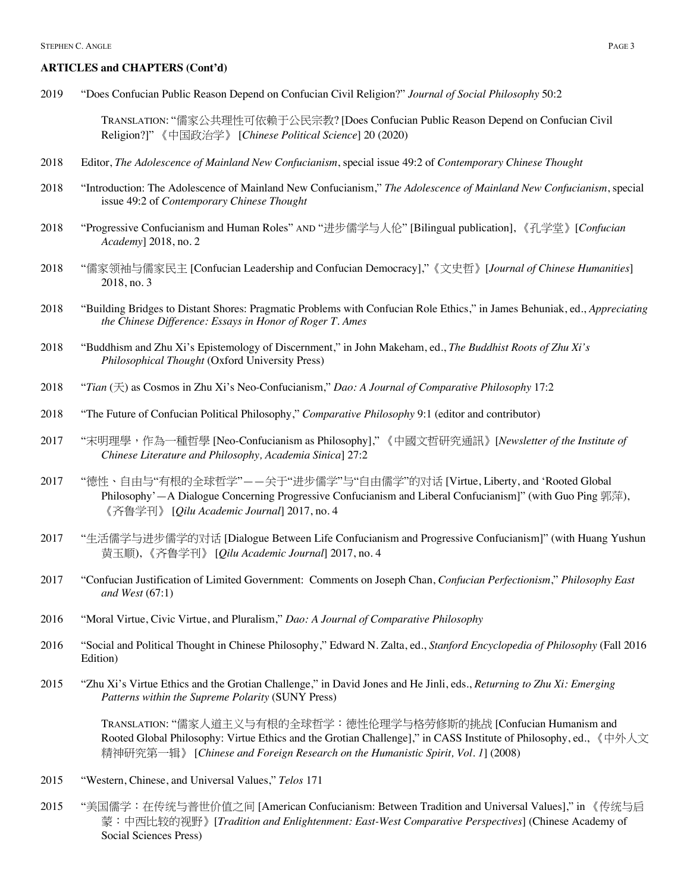**ARTICLES and CHAPTERS (Cont'd)**

2019 "Does Confucian Public Reason Depend on Confucian Civil Religion?" *Journal of Social Philosophy* 50:2

TRANSLATION: "儒家公共理性可依赖于公民宗教? [Does Confucian Public Reason Depend on Confucian Civil Religion?]" 《中国政治学》 [*Chinese Political Science*] 20 (2020)

2018 Editor, *The Adolescence of Mainland New Confucianism*, special issue 49:2 of *Contemporary Chinese Thought*

2018 "Introduction: The Adolescence of Mainland New Confucianism," *The Adolescence of Mainland New Confucianism*, special issue 49:2 of *Contemporary Chinese Thought*

2018 "Progressive Confucianism and Human Roles" AND "进步儒学与人伦" [Bilingual publication], 《孔学堂》[*Confucian Academy*] 2018, no. 2

2018 "儒家领袖与儒家民主 [Confucian Leadership and Confucian Democracy],"《文史哲》[*Journal of Chinese Humanities*] 2018, no. 3

2018 "Building Bridges to Distant Shores: Pragmatic Problems with Confucian Role Ethics," in James Behuniak, ed., *Appreciating the Chinese Difference: Essays in Honor of Roger T. Ames*

2018 "Buddhism and Zhu Xi's Epistemology of Discernment," in John Makeham, ed., *The Buddhist Roots of Zhu Xi's Philosophical Thought* (Oxford University Press)

2018 "*Tian* (天) as Cosmos in Zhu Xi's Neo-Confucianism," *Dao: A Journal of Comparative Philosophy* 17:2

2018 "The Future of Confucian Political Philosophy," *Comparative Philosophy* 9:1 (editor and contributor)

2017 "宋明理學，作為一種哲學 [Neo-Confucianism as Philosophy]," 《中國文哲研究通訊》[*Newsletter of the Institute of Chinese Literature and Philosophy, Academia Sinica*] 27:2

2017 "德性、自由与"有根的全球哲学"——关于"进步儒学"与"自由儒学"的对话 [Virtue, Liberty, and 'Rooted Global Philosophy'—A Dialogue Concerning Progressive Confucianism and Liberal Confucianism]" (with Guo Ping 郭萍), 《齐鲁学刊》 [*Qilu Academic Journal*] 2017, no. 4

2017 "生活儒学与进步儒学的对话 [Dialogue Between Life Confucianism and Progressive Confucianism]" (with Huang Yushun 黄玉顺), 《齐鲁学刊》 [*Qilu Academic Journal*] 2017, no. 4

2017 "Confucian Justification of Limited Government: Comments on Joseph Chan, *Confucian Perfectionism*," *Philosophy East and West* (67:1)

2016 "Moral Virtue, Civic Virtue, and Pluralism," *Dao: A Journal of Comparative Philosophy*

2016 "Social and Political Thought in Chinese Philosophy," Edward N. Zalta, ed., *Stanford Encyclopedia of Philosophy* (Fall 2016 Edition)

2015 "Zhu Xi's Virtue Ethics and the Grotian Challenge," in David Jones and He Jinli, eds., *Returning to Zhu Xi: Emerging Patterns within the Supreme Polarity* (SUNY Press)

TRANSLATION: "儒家人道主义与有根的全球哲学：德性伦理学与格劳修斯的挑战 [Confucian Humanism and Rooted Global Philosophy: Virtue Ethics and the Grotian Challenge]," in CASS Institute of Philosophy, ed., 《中外人文精神研究第一辑》 [*Chinese and Foreign Research on the Humanistic Spirit, Vol. 1*] (2008)

2015 "Western, Chinese, and Universal Values," *Telos* 171

2015 "美国儒学：在传统与普世价值之间 [American Confucianism: Between Tradition and Universal Values]," in 《传统与启蒙：中西比较的视野》[*Tradition and Enlightenment: East-West Comparative Perspectives*] (Chinese Academy of Social Sciences Press)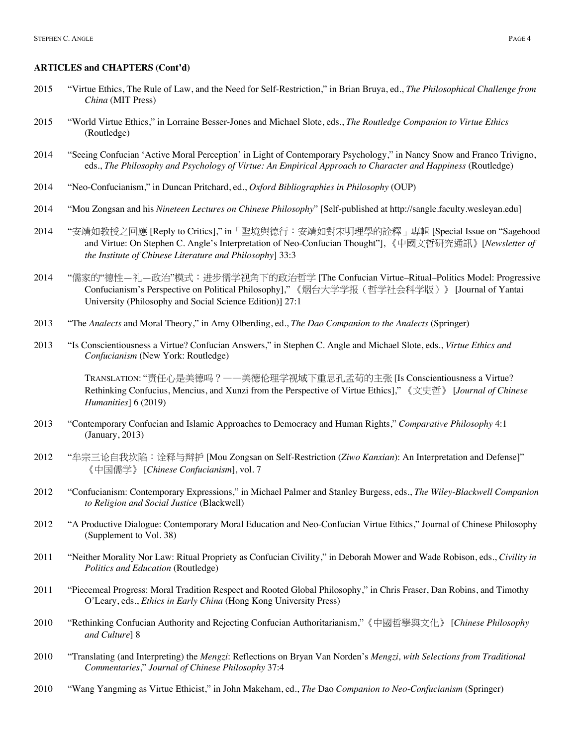**ARTICLES and CHAPTERS (Cont'd)**

2015 "Virtue Ethics, The Rule of Law, and the Need for Self-Restriction," in Brian Bruya, ed., *The Philosophical Challenge from China* (MIT Press)

2015 "World Virtue Ethics," in Lorraine Besser-Jones and Michael Slote, eds., *The Routledge Companion to Virtue Ethics* (Routledge)

2014 "Seeing Confucian 'Active Moral Perception' in Light of Contemporary Psychology," in Nancy Snow and Franco Trivigno, eds., *The Philosophy and Psychology of Virtue: An Empirical Approach to Character and Happiness* (Routledge)

2014 "Neo-Confucianism," in Duncan Pritchard, ed., *Oxford Bibliographies in Philosophy* (OUP)

2014 "Mou Zongsan and his *Nineteen Lectures on Chinese Philosophy*" [Self-published at http://sangle.faculty.wesleyan.edu]

2014 "安靖如教授之回應 [Reply to Critics]," in「聖境與德行：安靖如對宋明理學的詮釋」專輯 [Special Issue on "Sagehood and Virtue: On Stephen C. Angle's Interpretation of Neo-Confucian Thought"],《中國文哲研究通訊》[*Newsletter of the Institute of Chinese Literature and Philosophy*] 33:3

2014 "儒家的"德性—礼—政治"模式：进步儒学视角下的政治哲学 [The Confucian Virtue–Ritual–Politics Model: Progressive Confucianism's Perspective on Political Philosophy]," 《烟台大学学报（哲学社会科学版）》 [Journal of Yantai University (Philosophy and Social Science Edition)] 27:1

2013 "The *Analects* and Moral Theory," in Amy Olberding, ed., *The Dao Companion to the Analects* (Springer)

2013 "Is Conscientiousness a Virtue? Confucian Answers," in Stephen C. Angle and Michael Slote, eds., *Virtue Ethics and Confucianism* (New York: Routledge)

TRANSLATION: "责任心是美德吗？——美德伦理学视域下重思孔孟荀的主张 [Is Conscientiousness a Virtue? Rethinking Confucius, Mencius, and Xunzi from the Perspective of Virtue Ethics]," 《文史哲》 [*Journal of Chinese Humanities*] 6 (2019)

2013 "Contemporary Confucian and Islamic Approaches to Democracy and Human Rights," *Comparative Philosophy* 4:1 (January, 2013)

2012 "牟宗三论自我坎陷：诠释与辩护 [Mou Zongsan on Self-Restriction (*Ziwo Kanxian*): An Interpretation and Defense]" 《中国儒学》 [*Chinese Confucianism*], vol. 7

2012 "Confucianism: Contemporary Expressions," in Michael Palmer and Stanley Burgess, eds., *The Wiley-Blackwell Companion to Religion and Social Justice* (Blackwell)

2012 "A Productive Dialogue: Contemporary Moral Education and Neo-Confucian Virtue Ethics," Journal of Chinese Philosophy (Supplement to Vol. 38)

2011 "Neither Morality Nor Law: Ritual Propriety as Confucian Civility," in Deborah Mower and Wade Robison, eds., *Civility in Politics and Education* (Routledge)

2011 "Piecemeal Progress: Moral Tradition Respect and Rooted Global Philosophy," in Chris Fraser, Dan Robins, and Timothy O'Leary, eds., *Ethics in Early China* (Hong Kong University Press)

2010 "Rethinking Confucian Authority and Rejecting Confucian Authoritarianism,"《中國哲學與文化》 [*Chinese Philosophy and Culture*] 8

2010 "Translating (and Interpreting) the *Mengzi*: Reflections on Bryan Van Norden's *Mengzi, with Selections from Traditional Commentaries*," *Journal of Chinese Philosophy* 37:4

2010 "Wang Yangming as Virtue Ethicist," in John Makeham, ed., *The* Dao *Companion to Neo-Confucianism* (Springer)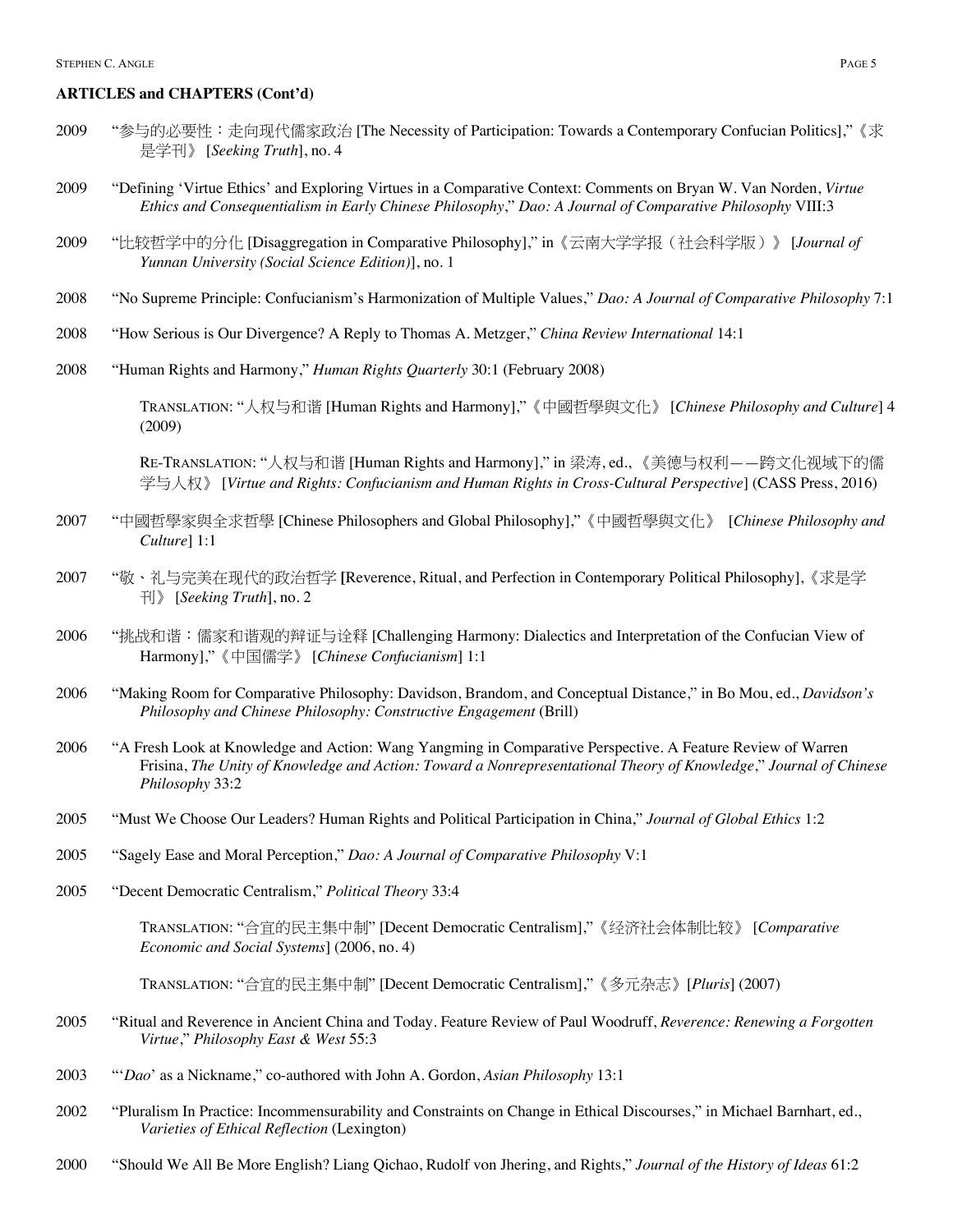**ARTICLES and CHAPTERS (Cont'd)**

2009 "参与的必要性：走向现代儒家政治 [The Necessity of Participation: Towards a Contemporary Confucian Politics],"《求是学刊》 [*Seeking Truth*], no. 4

2009 "Defining 'Virtue Ethics' and Exploring Virtues in a Comparative Context: Comments on Bryan W. Van Norden, *Virtue Ethics and Consequentialism in Early Chinese Philosophy*," *Dao: A Journal of Comparative Philosophy* VIII:3

2009 "比较哲学中的分化 [Disaggregation in Comparative Philosophy]," in《云南大学学报（社会科学版）》 [*Journal of Yunnan University (Social Science Edition)*], no. 1

2008 "No Supreme Principle: Confucianism's Harmonization of Multiple Values," *Dao: A Journal of Comparative Philosophy* 7:1

2008 "How Serious is Our Divergence? A Reply to Thomas A. Metzger," *China Review International* 14:1

2008 "Human Rights and Harmony," *Human Rights Quarterly* 30:1 (February 2008)

TRANSLATION: "人权与和谐 [Human Rights and Harmony],"《中國哲學與文化》 [*Chinese Philosophy and Culture*] 4 (2009)

RE-TRANSLATION: "人权与和谐 [Human Rights and Harmony]," in 梁涛, ed.,《美德与权利——跨文化视域下的儒学与人权》 [*Virtue and Rights: Confucianism and Human Rights in Cross-Cultural Perspective*] (CASS Press, 2016)

2007 "中國哲學家與全求哲學 [Chinese Philosophers and Global Philosophy],"《中國哲學與文化》 [*Chinese Philosophy and Culture*] 1:1

2007 "敬、礼与完美在现代的政治哲学 [Reverence, Ritual, and Perfection in Contemporary Political Philosophy],《求是学刊》 [*Seeking Truth*], no. 2

2006 "挑战和谐：儒家和谐观的辩证与诠释 [Challenging Harmony: Dialectics and Interpretation of the Confucian View of Harmony],"《中国儒学》 [*Chinese Confucianism*] 1:1

2006 "Making Room for Comparative Philosophy: Davidson, Brandom, and Conceptual Distance," in Bo Mou, ed., *Davidson's Philosophy and Chinese Philosophy: Constructive Engagement* (Brill)

2006 "A Fresh Look at Knowledge and Action: Wang Yangming in Comparative Perspective. A Feature Review of Warren Frisina, *The Unity of Knowledge and Action: Toward a Nonrepresentational Theory of Knowledge*," *Journal of Chinese Philosophy* 33:2

2005 "Must We Choose Our Leaders? Human Rights and Political Participation in China," *Journal of Global Ethics* 1:2

2005 "Sagely Ease and Moral Perception," *Dao: A Journal of Comparative Philosophy* V:1

2005 "Decent Democratic Centralism," *Political Theory* 33:4

TRANSLATION: "合宜的民主集中制" [Decent Democratic Centralism],"《经济社会体制比较》 [*Comparative Economic and Social Systems*] (2006, no. 4)

TRANSLATION: "合宜的民主集中制" [Decent Democratic Centralism],"《多元杂志》[*Pluris*] (2007)

2005 "Ritual and Reverence in Ancient China and Today. Feature Review of Paul Woodruff, *Reverence: Renewing a Forgotten Virtue*," *Philosophy East & West* 55:3

2003 "'*Dao*' as a Nickname," co-authored with John A. Gordon, *Asian Philosophy* 13:1

2002 "Pluralism In Practice: Incommensurability and Constraints on Change in Ethical Discourses," in Michael Barnhart, ed., *Varieties of Ethical Reflection* (Lexington)

2000 "Should We All Be More English? Liang Qichao, Rudolf von Jhering, and Rights," *Journal of the History of Ideas* 61:2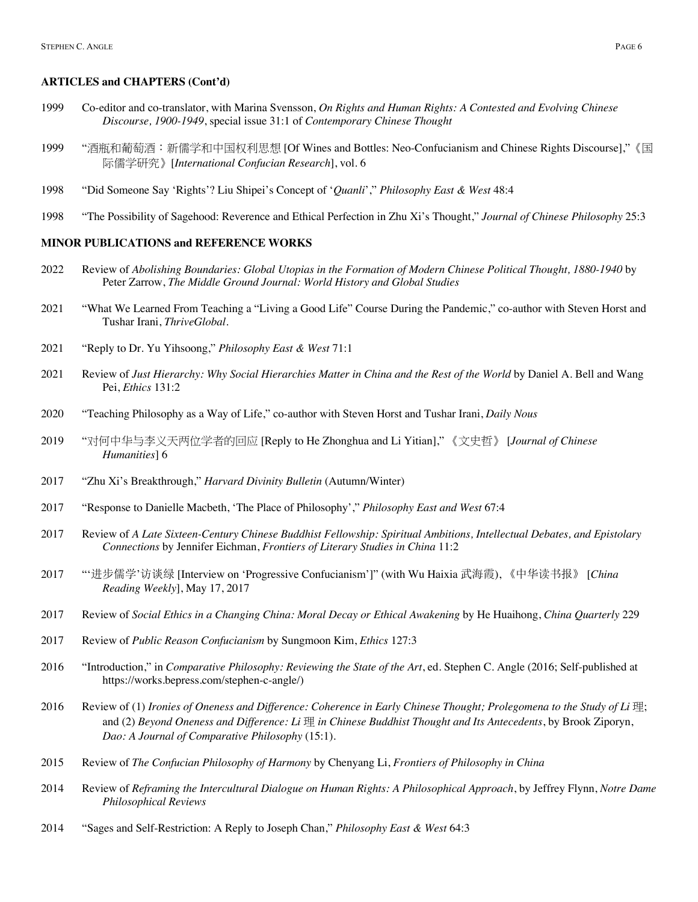**ARTICLES and CHAPTERS (Cont'd)**

1999 Co-editor and co-translator, with Marina Svensson, *On Rights and Human Rights: A Contested and Evolving Chinese Discourse, 1900-1949*, special issue 31:1 of *Contemporary Chinese Thought*

1999 "酒瓶和葡萄酒：新儒学和中国权利思想 [Of Wines and Bottles: Neo-Confucianism and Chinese Rights Discourse]," 《国际儒学研究》[*International Confucian Research*], vol. 6

1998 "Did Someone Say 'Rights'? Liu Shipei's Concept of '*Quanli*'," *Philosophy East & West* 48:4

1998 "The Possibility of Sagehood: Reverence and Ethical Perfection in Zhu Xi's Thought," *Journal of Chinese Philosophy* 25:3

**MINOR PUBLICATIONS and REFERENCE WORKS**

2022 Review of *Abolishing Boundaries: Global Utopias in the Formation of Modern Chinese Political Thought, 1880-1940* by Peter Zarrow, *The Middle Ground Journal: World History and Global Studies*

2021 "What We Learned From Teaching a "Living a Good Life" Course During the Pandemic," co-author with Steven Horst and Tushar Irani, *ThriveGlobal*.

2021 "Reply to Dr. Yu Yihsoong," *Philosophy East & West* 71:1

2021 Review of *Just Hierarchy: Why Social Hierarchies Matter in China and the Rest of the World* by Daniel A. Bell and Wang Pei, *Ethics* 131:2

2020 "Teaching Philosophy as a Way of Life," co-author with Steven Horst and Tushar Irani, *Daily Nous*

2019 "对何中华与李义天两位学者的回应 [Reply to He Zhonghua and Li Yitian]," 《文史哲》 [*Journal of Chinese Humanities*] 6

2017 "Zhu Xi's Breakthrough," *Harvard Divinity Bulletin* (Autumn/Winter)

2017 "Response to Danielle Macbeth, 'The Place of Philosophy'," *Philosophy East and West* 67:4

2017 Review of *A Late Sixteen-Century Chinese Buddhist Fellowship: Spiritual Ambitions, Intellectual Debates, and Epistolary Connections* by Jennifer Eichman, *Frontiers of Literary Studies in China* 11:2

2017 "'进步儒学'访谈绿 [Interview on 'Progressive Confucianism']" (with Wu Haixia 武海霞), 《中华读书报》 [*China Reading Weekly*], May 17, 2017

2017 Review of *Social Ethics in a Changing China: Moral Decay or Ethical Awakening* by He Huaihong, *China Quarterly* 229

2017 Review of *Public Reason Confucianism* by Sungmoon Kim, *Ethics* 127:3

2016 "Introduction," in *Comparative Philosophy: Reviewing the State of the Art*, ed. Stephen C. Angle (2016; Self-published at https://works.bepress.com/stephen-c-angle/)

2016 Review of (1) *Ironies of Oneness and Difference: Coherence in Early Chinese Thought; Prolegomena to the Study of Li* 理; and (2) *Beyond Oneness and Difference: Li* 理 *in Chinese Buddhist Thought and Its Antecedents*, by Brook Ziporyn, *Dao: A Journal of Comparative Philosophy* (15:1).

2015 Review of *The Confucian Philosophy of Harmony* by Chenyang Li, *Frontiers of Philosophy in China*

2014 Review of *Reframing the Intercultural Dialogue on Human Rights: A Philosophical Approach*, by Jeffrey Flynn, *Notre Dame Philosophical Reviews*

2014 "Sages and Self-Restriction: A Reply to Joseph Chan," *Philosophy East & West* 64:3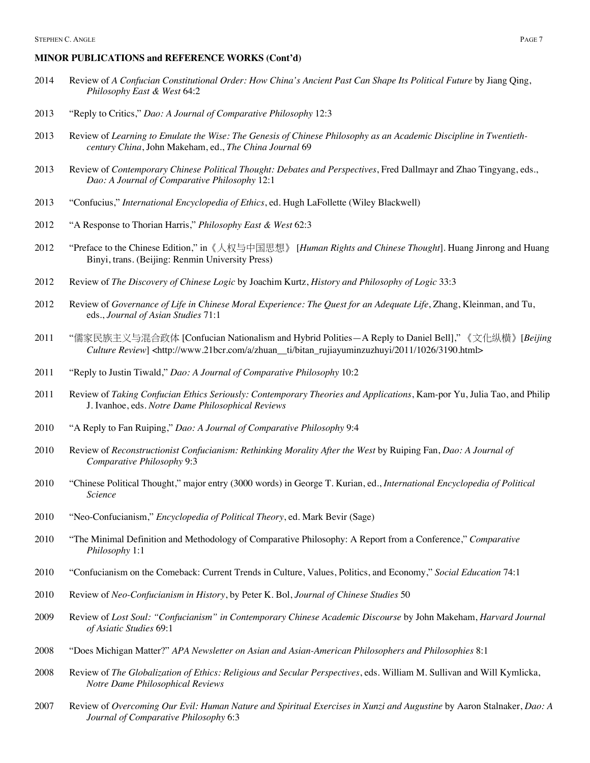**MINOR PUBLICATIONS and REFERENCE WORKS (Cont'd)**

2014 Review of *A Confucian Constitutional Order: How China's Ancient Past Can Shape Its Political Future* by Jiang Qing, *Philosophy East & West* 64:2

2013 "Reply to Critics," *Dao: A Journal of Comparative Philosophy* 12:3

2013 Review of *Learning to Emulate the Wise: The Genesis of Chinese Philosophy as an Academic Discipline in Twentieth-century China*, John Makeham, ed., *The China Journal* 69

2013 Review of *Contemporary Chinese Political Thought: Debates and Perspectives*, Fred Dallmayr and Zhao Tingyang, eds., *Dao: A Journal of Comparative Philosophy* 12:1

2013 "Confucius," *International Encyclopedia of Ethics*, ed. Hugh LaFollette (Wiley Blackwell)

2012 "A Response to Thorian Harris," *Philosophy East & West* 62:3

2012 "Preface to the Chinese Edition," in《人权与中国思想》 [*Human Rights and Chinese Thought*]. Huang Jinrong and Huang Binyi, trans. (Beijing: Renmin University Press)

2012 Review of *The Discovery of Chinese Logic* by Joachim Kurtz, *History and Philosophy of Logic* 33:3

2012 Review of *Governance of Life in Chinese Moral Experience: The Quest for an Adequate Life*, Zhang, Kleinman, and Tu, eds., *Journal of Asian Studies* 71:1

2011 "儒家民族主义与混合政体 [Confucian Nationalism and Hybrid Polities—A Reply to Daniel Bell]," 《文化纵横》[*Beijing Culture Review*] <http://www.21bcr.com/a/zhuan__ti/bitan_rujiayuminzuzhuyi/2011/1026/3190.html>

2011 "Reply to Justin Tiwald," *Dao: A Journal of Comparative Philosophy* 10:2

2011 Review of *Taking Confucian Ethics Seriously: Contemporary Theories and Applications*, Kam-por Yu, Julia Tao, and Philip J. Ivanhoe, eds. *Notre Dame Philosophical Reviews*

2010 "A Reply to Fan Ruiping," *Dao: A Journal of Comparative Philosophy* 9:4

2010 Review of *Reconstructionist Confucianism: Rethinking Morality After the West* by Ruiping Fan, *Dao: A Journal of Comparative Philosophy* 9:3

2010 "Chinese Political Thought," major entry (3000 words) in George T. Kurian, ed., *International Encyclopedia of Political Science*

2010 "Neo-Confucianism," *Encyclopedia of Political Theory*, ed. Mark Bevir (Sage)

2010 "The Minimal Definition and Methodology of Comparative Philosophy: A Report from a Conference," *Comparative Philosophy* 1:1

2010 "Confucianism on the Comeback: Current Trends in Culture, Values, Politics, and Economy," *Social Education* 74:1

2010 Review of *Neo-Confucianism in History*, by Peter K. Bol, *Journal of Chinese Studies* 50

2009 Review of *Lost Soul: "Confucianism" in Contemporary Chinese Academic Discourse* by John Makeham, *Harvard Journal of Asiatic Studies* 69:1

2008 "Does Michigan Matter?" *APA Newsletter on Asian and Asian-American Philosophers and Philosophies* 8:1

2008 Review of *The Globalization of Ethics: Religious and Secular Perspectives*, eds. William M. Sullivan and Will Kymlicka, *Notre Dame Philosophical Reviews*

2007 Review of *Overcoming Our Evil: Human Nature and Spiritual Exercises in Xunzi and Augustine* by Aaron Stalnaker, *Dao: A Journal of Comparative Philosophy* 6:3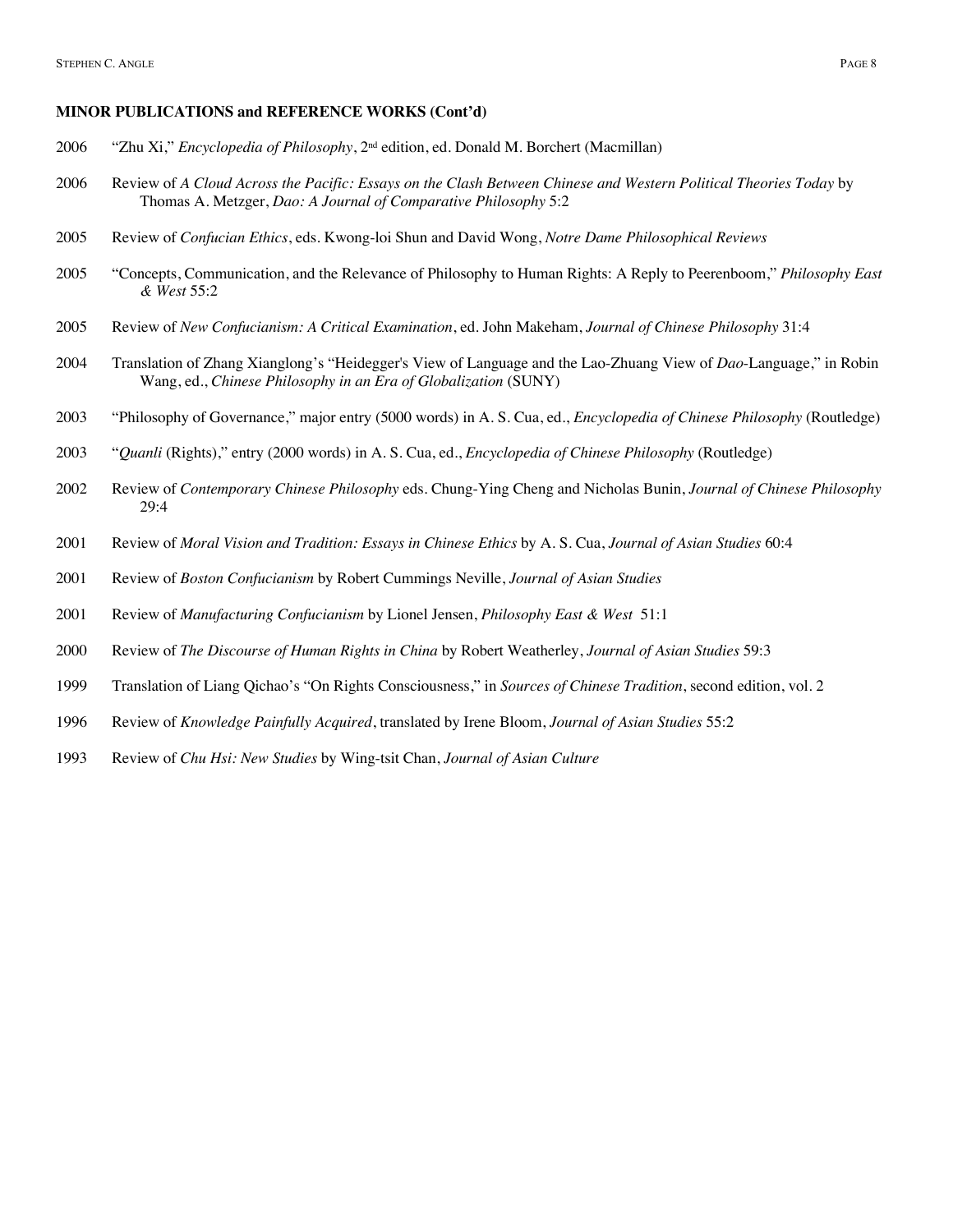**MINOR PUBLICATIONS and REFERENCE WORKS (Cont'd)**

2006 "Zhu Xi," *Encyclopedia of Philosophy*, 2nd edition, ed. Donald M. Borchert (Macmillan)

2006 Review of *A Cloud Across the Pacific: Essays on the Clash Between Chinese and Western Political Theories Today* by Thomas A. Metzger, *Dao: A Journal of Comparative Philosophy* 5:2

2005 Review of *Confucian Ethics*, eds. Kwong-loi Shun and David Wong, *Notre Dame Philosophical Reviews*

2005 "Concepts, Communication, and the Relevance of Philosophy to Human Rights: A Reply to Peerenboom," *Philosophy East & West* 55:2

2005 Review of *New Confucianism: A Critical Examination*, ed. John Makeham, *Journal of Chinese Philosophy* 31:4

2004 Translation of Zhang Xianglong's "Heidegger's View of Language and the Lao-Zhuang View of *Dao*-Language," in Robin Wang, ed., *Chinese Philosophy in an Era of Globalization* (SUNY)

2003 "Philosophy of Governance," major entry (5000 words) in A. S. Cua, ed., *Encyclopedia of Chinese Philosophy* (Routledge)

2003 "*Quanli* (Rights)," entry (2000 words) in A. S. Cua, ed., *Encyclopedia of Chinese Philosophy* (Routledge)

2002 Review of *Contemporary Chinese Philosophy* eds. Chung-Ying Cheng and Nicholas Bunin, *Journal of Chinese Philosophy* 29:4

2001 Review of *Moral Vision and Tradition: Essays in Chinese Ethics* by A. S. Cua, *Journal of Asian Studies* 60:4

2001 Review of *Boston Confucianism* by Robert Cummings Neville, *Journal of Asian Studies*

2001 Review of *Manufacturing Confucianism* by Lionel Jensen, *Philosophy East & West* 51:1

2000 Review of *The Discourse of Human Rights in China* by Robert Weatherley, *Journal of Asian Studies* 59:3

1999 Translation of Liang Qichao's "On Rights Consciousness," in *Sources of Chinese Tradition*, second edition, vol. 2

1996 Review of *Knowledge Painfully Acquired*, translated by Irene Bloom, *Journal of Asian Studies* 55:2

1993 Review of *Chu Hsi: New Studies* by Wing-tsit Chan, *Journal of Asian Culture*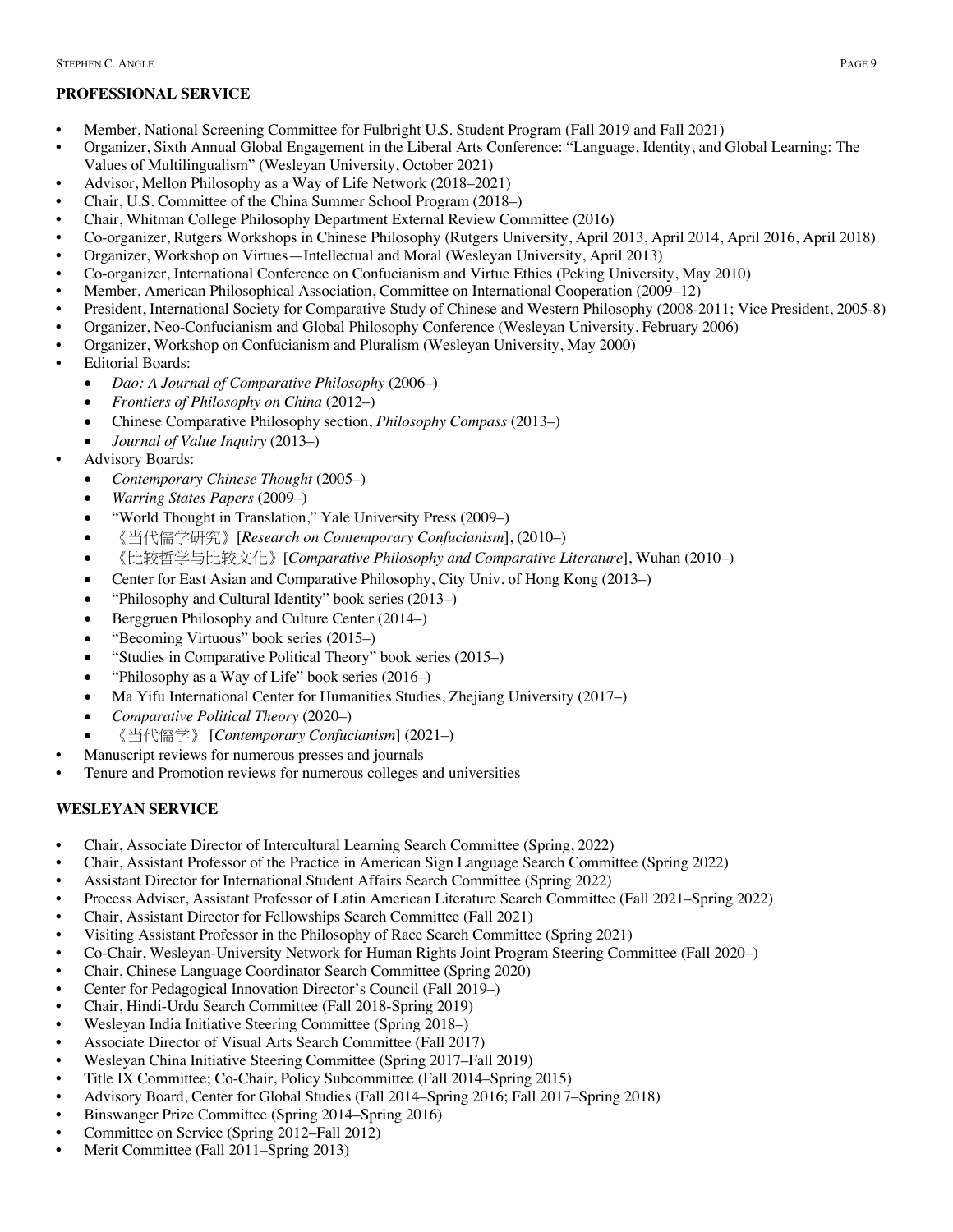## PROFESSIONAL SERVICE

- Member, National Screening Committee for Fulbright U.S. Student Program (Fall 2019 and Fall 2021)
- Organizer, Sixth Annual Global Engagement in the Liberal Arts Conference: "Language, Identity, and Global Learning: The Values of Multilingualism" (Wesleyan University, October 2021)
- Advisor, Mellon Philosophy as a Way of Life Network (2018–2021)
- Chair, U.S. Committee of the China Summer School Program (2018–)
- Chair, Whitman College Philosophy Department External Review Committee (2016)
- Co-organizer, Rutgers Workshops in Chinese Philosophy (Rutgers University, April 2013, April 2014, April 2016, April 2018)
- Organizer, Workshop on Virtues—Intellectual and Moral (Wesleyan University, April 2013)
- Co-organizer, International Conference on Confucianism and Virtue Ethics (Peking University, May 2010)
- Member, American Philosophical Association, Committee on International Cooperation (2009–12)
- President, International Society for Comparative Study of Chinese and Western Philosophy (2008-2011; Vice President, 2005-8)
- Organizer, Neo-Confucianism and Global Philosophy Conference (Wesleyan University, February 2006)
- Organizer, Workshop on Confucianism and Pluralism (Wesleyan University, May 2000)
- Editorial Boards:
  - *Dao: A Journal of Comparative Philosophy* (2006–)
  - *Frontiers of Philosophy on China* (2012–)
  - Chinese Comparative Philosophy section, *Philosophy Compass* (2013–)
  - *Journal of Value Inquiry* (2013–)
- Advisory Boards:
  - *Contemporary Chinese Thought* (2005–)
  - *Warring States Papers* (2009–)
  - "World Thought in Translation," Yale University Press (2009–)
  - 《当代儒学研究》[*Research on Contemporary Confucianism*], (2010–)
  - 《比较哲学与比较文化》[*Comparative Philosophy and Comparative Literature*], Wuhan (2010–)
  - Center for East Asian and Comparative Philosophy, City Univ. of Hong Kong (2013–)
  - "Philosophy and Cultural Identity" book series (2013–)
  - Berggruen Philosophy and Culture Center (2014–)
  - "Becoming Virtuous" book series (2015–)
  - "Studies in Comparative Political Theory" book series (2015–)
  - "Philosophy as a Way of Life" book series (2016–)
  - Ma Yifu International Center for Humanities Studies, Zhejiang University (2017–)
  - *Comparative Political Theory* (2020–)
  - 《当代儒学》 [*Contemporary Confucianism*] (2021–)
- Manuscript reviews for numerous presses and journals
- Tenure and Promotion reviews for numerous colleges and universities

## WESLEYAN SERVICE

- Chair, Associate Director of Intercultural Learning Search Committee (Spring, 2022)
- Chair, Assistant Professor of the Practice in American Sign Language Search Committee (Spring 2022)
- Assistant Director for International Student Affairs Search Committee (Spring 2022)
- Process Adviser, Assistant Professor of Latin American Literature Search Committee (Fall 2021–Spring 2022)
- Chair, Assistant Director for Fellowships Search Committee (Fall 2021)
- Visiting Assistant Professor in the Philosophy of Race Search Committee (Spring 2021)
- Co-Chair, Wesleyan-University Network for Human Rights Joint Program Steering Committee (Fall 2020–)
- Chair, Chinese Language Coordinator Search Committee (Spring 2020)
- Center for Pedagogical Innovation Director's Council (Fall 2019–)
- Chair, Hindi-Urdu Search Committee (Fall 2018-Spring 2019)
- Wesleyan India Initiative Steering Committee (Spring 2018–)
- Associate Director of Visual Arts Search Committee (Fall 2017)
- Wesleyan China Initiative Steering Committee (Spring 2017–Fall 2019)
- Title IX Committee; Co-Chair, Policy Subcommittee (Fall 2014–Spring 2015)
- Advisory Board, Center for Global Studies (Fall 2014–Spring 2016; Fall 2017–Spring 2018)
- Binswanger Prize Committee (Spring 2014–Spring 2016)
- Committee on Service (Spring 2012–Fall 2012)
- Merit Committee (Fall 2011–Spring 2013)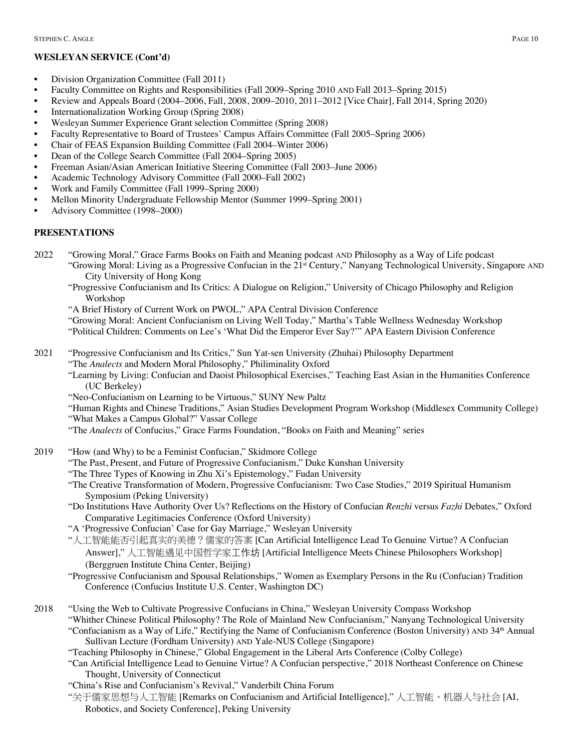**WESLEYAN SERVICE (Cont'd)**

- Division Organization Committee (Fall 2011)
- Faculty Committee on Rights and Responsibilities (Fall 2009–Spring 2010 AND Fall 2013–Spring 2015)
- Review and Appeals Board (2004–2006, Fall, 2008, 2009–2010, 2011–2012 [Vice Chair], Fall 2014, Spring 2020)
- Internationalization Working Group (Spring 2008)
- Wesleyan Summer Experience Grant selection Committee (Spring 2008)
- Faculty Representative to Board of Trustees' Campus Affairs Committee (Fall 2005–Spring 2006)
- Chair of FEAS Expansion Building Committee (Fall 2004–Winter 2006)
- Dean of the College Search Committee (Fall 2004–Spring 2005)
- Freeman Asian/Asian American Initiative Steering Committee (Fall 2003–June 2006)
- Academic Technology Advisory Committee (Fall 2000–Fall 2002)
- Work and Family Committee (Fall 1999–Spring 2000)
- Mellon Minority Undergraduate Fellowship Mentor (Summer 1999–Spring 2001)
- Advisory Committee (1998–2000)

**PRESENTATIONS**

2022 "Growing Moral," Grace Farms Books on Faith and Meaning podcast AND Philosophy as a Way of Life podcast
"Growing Moral: Living as a Progressive Confucian in the 21st Century," Nanyang Technological University, Singapore AND City University of Hong Kong
"Progressive Confucianism and Its Critics: A Dialogue on Religion," University of Chicago Philosophy and Religion Workshop
"A Brief History of Current Work on PWOL," APA Central Division Conference
"Growing Moral: Ancient Confucianism on Living Well Today," Martha's Table Wellness Wednesday Workshop
"Political Children: Comments on Lee's 'What Did the Emperor Ever Say?'" APA Eastern Division Conference

2021 "Progressive Confucianism and Its Critics," Sun Yat-sen University (Zhuhai) Philosophy Department
"The *Analects* and Modern Moral Philosophy," Philiminality Oxford
"Learning by Living: Confucian and Daoist Philosophical Exercises," Teaching East Asian in the Humanities Conference (UC Berkeley)
"Neo-Confucianism on Learning to be Virtuous," SUNY New Paltz
"Human Rights and Chinese Traditions," Asian Studies Development Program Workshop (Middlesex Community College)
"What Makes a Campus Global?" Vassar College
"The *Analects* of Confucius," Grace Farms Foundation, "Books on Faith and Meaning" series

2019 "How (and Why) to be a Feminist Confucian," Skidmore College
"The Past, Present, and Future of Progressive Confucianism," Duke Kunshan University
"The Three Types of Knowing in Zhu Xi's Epistemology," Fudan University
"The Creative Transformation of Modern, Progressive Confucianism: Two Case Studies," 2019 Spiritual Humanism Symposium (Peking University)
"Do Institutions Have Authority Over Us? Reflections on the History of Confucian *Renzhi* versus *Fazhi* Debates," Oxford Comparative Legitimacies Conference (Oxford University)
"A 'Progressive Confucian' Case for Gay Marriage," Wesleyan University
"人工智能能否引起真实的美德？儒家的答案 [Can Artificial Intelligence Lead To Genuine Virtue? A Confucian Answer]," 人工智能遇见中国哲学家工作坊 [Artificial Intelligence Meets Chinese Philosophers Workshop] (Berggruen Institute China Center, Beijing)
"Progressive Confucianism and Spousal Relationships," Women as Exemplary Persons in the Ru (Confucian) Tradition Conference (Confucius Institute U.S. Center, Washington DC)

2018 "Using the Web to Cultivate Progressive Confucians in China," Wesleyan University Compass Workshop
"Whither Chinese Political Philosophy? The Role of Mainland New Confucianism," Nanyang Technological University
"Confucianism as a Way of Life," Rectifying the Name of Confucianism Conference (Boston University) AND 34th Annual Sullivan Lecture (Fordham University) AND Yale-NUS College (Singapore)
"Teaching Philosophy in Chinese," Global Engagement in the Liberal Arts Conference (Colby College)
"Can Artificial Intelligence Lead to Genuine Virtue? A Confucian perspective," 2018 Northeast Conference on Chinese Thought, University of Connecticut
"China's Rise and Confucianism's Revival," Vanderbilt China Forum
"关于儒家思想与人工智能 [Remarks on Confucianism and Artificial Intelligence]," 人工智能、机器人与社会 [AI, Robotics, and Society Conference], Peking University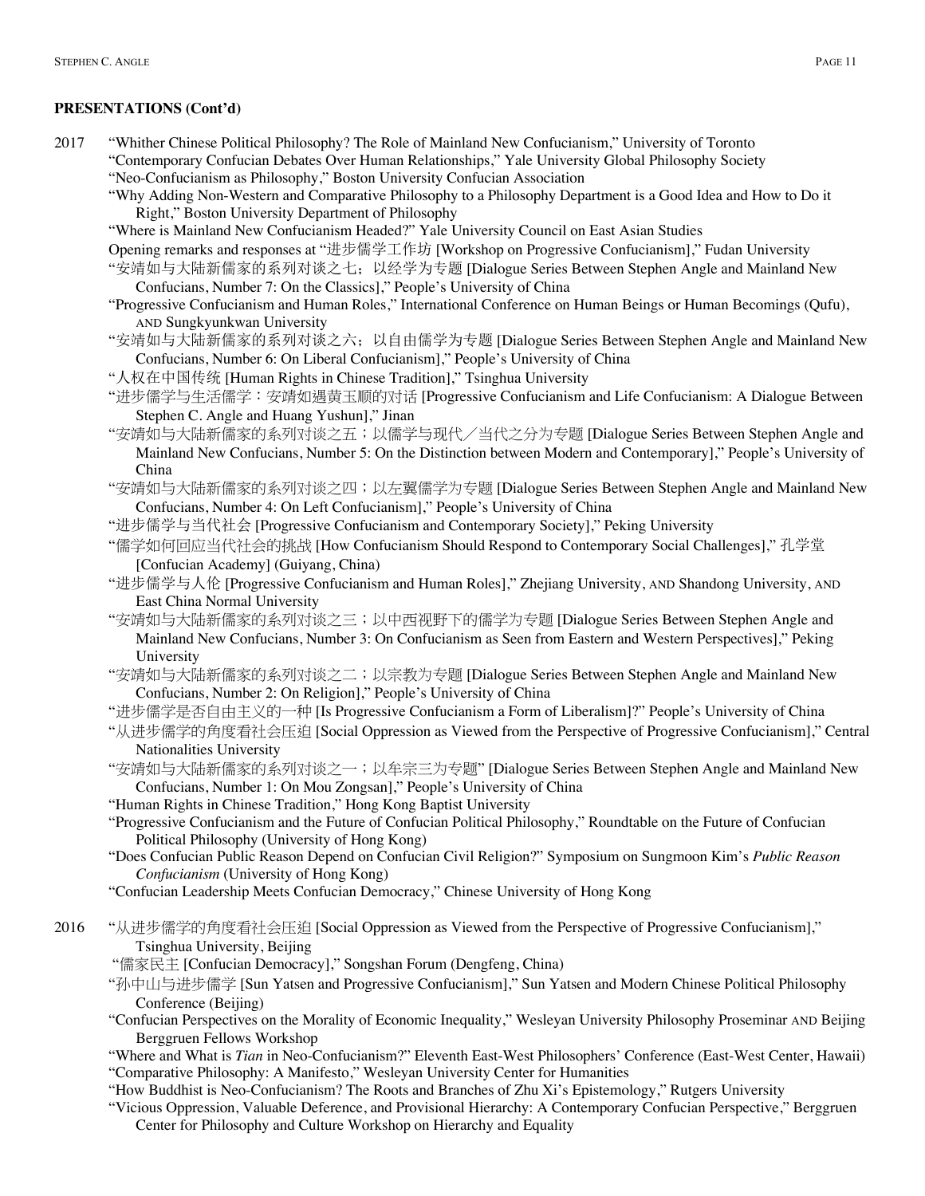**PRESENTATIONS (Cont'd)**

2017

- "Whither Chinese Political Philosophy? The Role of Mainland New Confucianism," University of Toronto
- "Contemporary Confucian Debates Over Human Relationships," Yale University Global Philosophy Society
- "Neo-Confucianism as Philosophy," Boston University Confucian Association
- "Why Adding Non-Western and Comparative Philosophy to a Philosophy Department is a Good Idea and How to Do it Right," Boston University Department of Philosophy
- "Where is Mainland New Confucianism Headed?" Yale University Council on East Asian Studies
- Opening remarks and responses at "进步儒学工作坊 [Workshop on Progressive Confucianism]," Fudan University
- "安靖如与大陆新儒家的系列对谈之七；以经学为专题 [Dialogue Series Between Stephen Angle and Mainland New Confucians, Number 7: On the Classics]," People's University of China
- "Progressive Confucianism and Human Roles," International Conference on Human Beings or Human Becomings (Qufu), AND Sungkyunkwan University
- "安靖如与大陆新儒家的系列对谈之六；以自由儒学为专题 [Dialogue Series Between Stephen Angle and Mainland New Confucians, Number 6: On Liberal Confucianism]," People's University of China
- "人权在中国传统 [Human Rights in Chinese Tradition]," Tsinghua University
- "进步儒学与生活儒学：安靖如遇黄玉顺的对话 [Progressive Confucianism and Life Confucianism: A Dialogue Between Stephen C. Angle and Huang Yushun]," Jinan
- "安靖如与大陆新儒家的系列对谈之五；以儒学与现代／当代之分为专题 [Dialogue Series Between Stephen Angle and Mainland New Confucians, Number 5: On the Distinction between Modern and Contemporary]," People's University of China
- "安靖如与大陆新儒家的系列对谈之四；以左翼儒学为专题 [Dialogue Series Between Stephen Angle and Mainland New Confucians, Number 4: On Left Confucianism]," People's University of China
- "进步儒学与当代社会 [Progressive Confucianism and Contemporary Society]," Peking University
- "儒学如何回应当代社会的挑战 [How Confucianism Should Respond to Contemporary Social Challenges]," 孔学堂 [Confucian Academy] (Guiyang, China)
- "进步儒学与人伦 [Progressive Confucianism and Human Roles]," Zhejiang University, AND Shandong University, AND East China Normal University
- "安靖如与大陆新儒家的系列对谈之三；以中西视野下的儒学为专题 [Dialogue Series Between Stephen Angle and Mainland New Confucians, Number 3: On Confucianism as Seen from Eastern and Western Perspectives]," Peking University
- "安靖如与大陆新儒家的系列对谈之二；以宗教为专题 [Dialogue Series Between Stephen Angle and Mainland New Confucians, Number 2: On Religion]," People's University of China
- "进步儒学是否自由主义的一种 [Is Progressive Confucianism a Form of Liberalism]?" People's University of China
- "从进步儒学的角度看社会压迫 [Social Oppression as Viewed from the Perspective of Progressive Confucianism]," Central Nationalities University
- "安靖如与大陆新儒家的系列对谈之一；以牟宗三为专题" [Dialogue Series Between Stephen Angle and Mainland New Confucians, Number 1: On Mou Zongsan]," People's University of China
- "Human Rights in Chinese Tradition," Hong Kong Baptist University
- "Progressive Confucianism and the Future of Confucian Political Philosophy," Roundtable on the Future of Confucian Political Philosophy (University of Hong Kong)
- "Does Confucian Public Reason Depend on Confucian Civil Religion?" Symposium on Sungmoon Kim's *Public Reason Confucianism* (University of Hong Kong)
- "Confucian Leadership Meets Confucian Democracy," Chinese University of Hong Kong

2016

- "从进步儒学的角度看社会压迫 [Social Oppression as Viewed from the Perspective of Progressive Confucianism]," Tsinghua University, Beijing
- "儒家民主 [Confucian Democracy]," Songshan Forum (Dengfeng, China)
- "孙中山与进步儒学 [Sun Yatsen and Progressive Confucianism]," Sun Yatsen and Modern Chinese Political Philosophy Conference (Beijing)
- "Confucian Perspectives on the Morality of Economic Inequality," Wesleyan University Philosophy Proseminar AND Beijing Berggruen Fellows Workshop
- "Where and What is *Tian* in Neo-Confucianism?" Eleventh East-West Philosophers' Conference (East-West Center, Hawaii)
- "Comparative Philosophy: A Manifesto," Wesleyan University Center for Humanities
- "How Buddhist is Neo-Confucianism? The Roots and Branches of Zhu Xi's Epistemology," Rutgers University
- "Vicious Oppression, Valuable Deference, and Provisional Hierarchy: A Contemporary Confucian Perspective," Berggruen Center for Philosophy and Culture Workshop on Hierarchy and Equality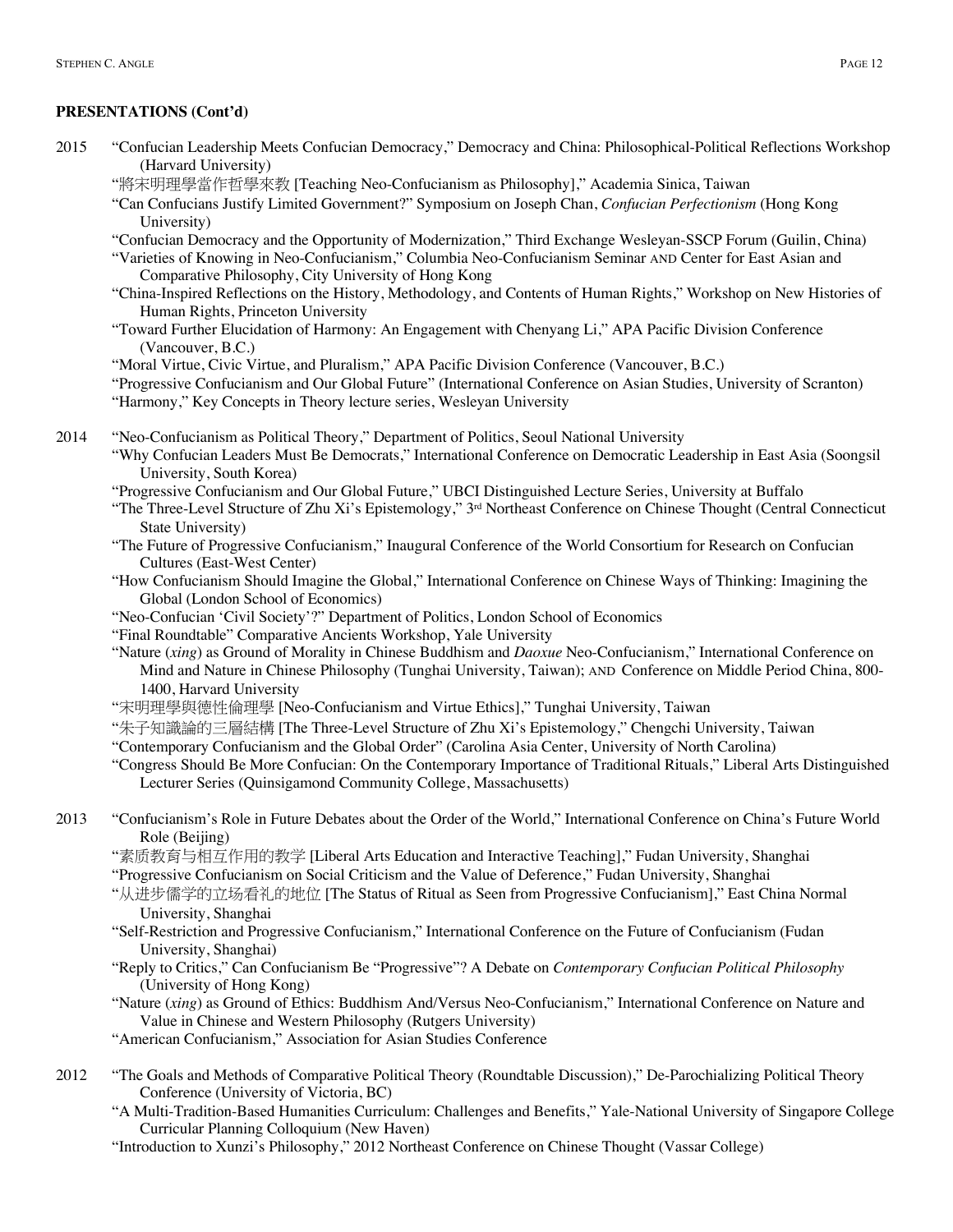**PRESENTATIONS (Cont'd)**

2015

- "Confucian Leadership Meets Confucian Democracy," Democracy and China: Philosophical-Political Reflections Workshop (Harvard University)
- "將宋明理學當作哲學來教 [Teaching Neo-Confucianism as Philosophy]," Academia Sinica, Taiwan
- "Can Confucians Justify Limited Government?" Symposium on Joseph Chan, *Confucian Perfectionism* (Hong Kong University)
- "Confucian Democracy and the Opportunity of Modernization," Third Exchange Wesleyan-SSCP Forum (Guilin, China)
- "Varieties of Knowing in Neo-Confucianism," Columbia Neo-Confucianism Seminar AND Center for East Asian and Comparative Philosophy, City University of Hong Kong
- "China-Inspired Reflections on the History, Methodology, and Contents of Human Rights," Workshop on New Histories of Human Rights, Princeton University
- "Toward Further Elucidation of Harmony: An Engagement with Chenyang Li," APA Pacific Division Conference (Vancouver, B.C.)
- "Moral Virtue, Civic Virtue, and Pluralism," APA Pacific Division Conference (Vancouver, B.C.)
- "Progressive Confucianism and Our Global Future" (International Conference on Asian Studies, University of Scranton)
- "Harmony," Key Concepts in Theory lecture series, Wesleyan University

2014

- "Neo-Confucianism as Political Theory," Department of Politics, Seoul National University
- "Why Confucian Leaders Must Be Democrats," International Conference on Democratic Leadership in East Asia (Soongsil University, South Korea)
- "Progressive Confucianism and Our Global Future," UBCI Distinguished Lecture Series, University at Buffalo
- "The Three-Level Structure of Zhu Xi's Epistemology," 3rd Northeast Conference on Chinese Thought (Central Connecticut State University)
- "The Future of Progressive Confucianism," Inaugural Conference of the World Consortium for Research on Confucian Cultures (East-West Center)
- "How Confucianism Should Imagine the Global," International Conference on Chinese Ways of Thinking: Imagining the Global (London School of Economics)
- "Neo-Confucian 'Civil Society'?" Department of Politics, London School of Economics
- "Final Roundtable" Comparative Ancients Workshop, Yale University
- "Nature (*xing*) as Ground of Morality in Chinese Buddhism and *Daoxue* Neo-Confucianism," International Conference on Mind and Nature in Chinese Philosophy (Tunghai University, Taiwan); AND Conference on Middle Period China, 800-1400, Harvard University
- "宋明理學與德性倫理學 [Neo-Confucianism and Virtue Ethics]," Tunghai University, Taiwan
- "朱子知識論的三層結構 [The Three-Level Structure of Zhu Xi's Epistemology," Chengchi University, Taiwan
- "Contemporary Confucianism and the Global Order" (Carolina Asia Center, University of North Carolina)
- "Congress Should Be More Confucian: On the Contemporary Importance of Traditional Rituals," Liberal Arts Distinguished Lecturer Series (Quinsigamond Community College, Massachusetts)

2013

- "Confucianism's Role in Future Debates about the Order of the World," International Conference on China's Future World Role (Beijing)
- "素质教育与相互作用的教学 [Liberal Arts Education and Interactive Teaching]," Fudan University, Shanghai
- "Progressive Confucianism on Social Criticism and the Value of Deference," Fudan University, Shanghai
- "从进步儒学的立场看礼的地位 [The Status of Ritual as Seen from Progressive Confucianism]," East China Normal University, Shanghai
- "Self-Restriction and Progressive Confucianism," International Conference on the Future of Confucianism (Fudan University, Shanghai)
- "Reply to Critics," Can Confucianism Be "Progressive"? A Debate on *Contemporary Confucian Political Philosophy* (University of Hong Kong)
- "Nature (*xing*) as Ground of Ethics: Buddhism And/Versus Neo-Confucianism," International Conference on Nature and Value in Chinese and Western Philosophy (Rutgers University)
- "American Confucianism," Association for Asian Studies Conference

2012

- "The Goals and Methods of Comparative Political Theory (Roundtable Discussion)," De-Parochializing Political Theory Conference (University of Victoria, BC)
- "A Multi-Tradition-Based Humanities Curriculum: Challenges and Benefits," Yale-National University of Singapore College Curricular Planning Colloquium (New Haven)
- "Introduction to Xunzi's Philosophy," 2012 Northeast Conference on Chinese Thought (Vassar College)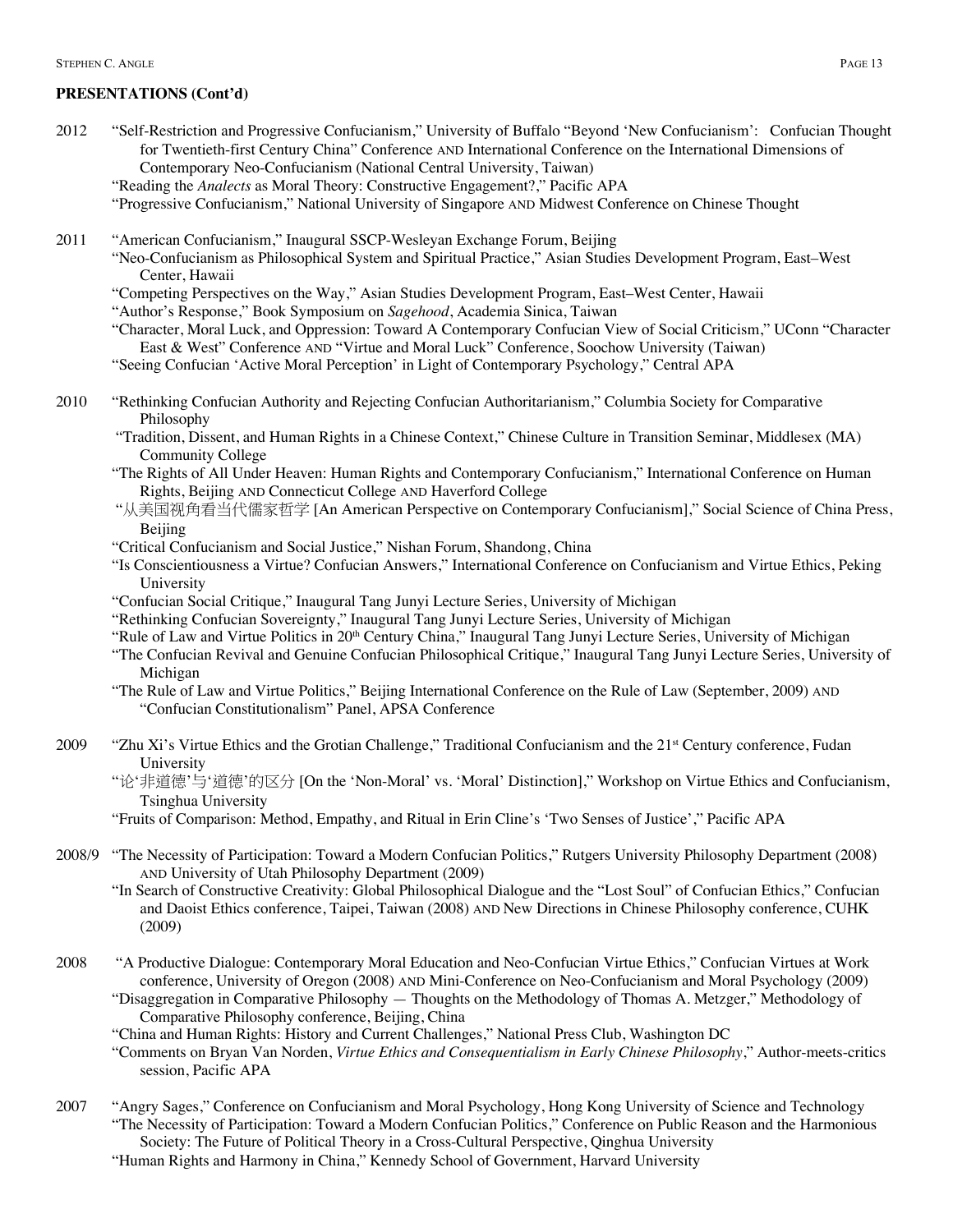**PRESENTATIONS (Cont'd)**

2012 "Self-Restriction and Progressive Confucianism," University of Buffalo "Beyond 'New Confucianism': Confucian Thought for Twentieth-first Century China" Conference AND International Conference on the International Dimensions of Contemporary Neo-Confucianism (National Central University, Taiwan)
"Reading the *Analects* as Moral Theory: Constructive Engagement?," Pacific APA
"Progressive Confucianism," National University of Singapore AND Midwest Conference on Chinese Thought

2011 "American Confucianism," Inaugural SSCP-Wesleyan Exchange Forum, Beijing
"Neo-Confucianism as Philosophical System and Spiritual Practice," Asian Studies Development Program, East–West Center, Hawaii
"Competing Perspectives on the Way," Asian Studies Development Program, East–West Center, Hawaii
"Author's Response," Book Symposium on *Sagehood*, Academia Sinica, Taiwan
"Character, Moral Luck, and Oppression: Toward A Contemporary Confucian View of Social Criticism," UConn "Character East & West" Conference AND "Virtue and Moral Luck" Conference, Soochow University (Taiwan)
"Seeing Confucian 'Active Moral Perception' in Light of Contemporary Psychology," Central APA

2010 "Rethinking Confucian Authority and Rejecting Confucian Authoritarianism," Columbia Society for Comparative Philosophy
"Tradition, Dissent, and Human Rights in a Chinese Context," Chinese Culture in Transition Seminar, Middlesex (MA) Community College
"The Rights of All Under Heaven: Human Rights and Contemporary Confucianism," International Conference on Human Rights, Beijing AND Connecticut College AND Haverford College
"从美国视角看当代儒家哲学 [An American Perspective on Contemporary Confucianism]," Social Science of China Press, Beijing
"Critical Confucianism and Social Justice," Nishan Forum, Shandong, China
"Is Conscientiousness a Virtue? Confucian Answers," International Conference on Confucianism and Virtue Ethics, Peking University
"Confucian Social Critique," Inaugural Tang Junyi Lecture Series, University of Michigan
"Rethinking Confucian Sovereignty," Inaugural Tang Junyi Lecture Series, University of Michigan
"Rule of Law and Virtue Politics in 20th Century China," Inaugural Tang Junyi Lecture Series, University of Michigan
"The Confucian Revival and Genuine Confucian Philosophical Critique," Inaugural Tang Junyi Lecture Series, University of Michigan
"The Rule of Law and Virtue Politics," Beijing International Conference on the Rule of Law (September, 2009) AND "Confucian Constitutionalism" Panel, APSA Conference

2009 "Zhu Xi's Virtue Ethics and the Grotian Challenge," Traditional Confucianism and the 21st Century conference, Fudan University
"论'非道德'与'道德'的区分 [On the 'Non-Moral' vs. 'Moral' Distinction]," Workshop on Virtue Ethics and Confucianism, Tsinghua University
"Fruits of Comparison: Method, Empathy, and Ritual in Erin Cline's 'Two Senses of Justice'," Pacific APA

2008/9 "The Necessity of Participation: Toward a Modern Confucian Politics," Rutgers University Philosophy Department (2008) AND University of Utah Philosophy Department (2009)
"In Search of Constructive Creativity: Global Philosophical Dialogue and the "Lost Soul" of Confucian Ethics," Confucian and Daoist Ethics conference, Taipei, Taiwan (2008) AND New Directions in Chinese Philosophy conference, CUHK (2009)

2008 "A Productive Dialogue: Contemporary Moral Education and Neo-Confucian Virtue Ethics," Confucian Virtues at Work conference, University of Oregon (2008) AND Mini-Conference on Neo-Confucianism and Moral Psychology (2009)
"Disaggregation in Comparative Philosophy — Thoughts on the Methodology of Thomas A. Metzger," Methodology of Comparative Philosophy conference, Beijing, China
"China and Human Rights: History and Current Challenges," National Press Club, Washington DC
"Comments on Bryan Van Norden, *Virtue Ethics and Consequentialism in Early Chinese Philosophy*," Author-meets-critics session, Pacific APA

2007 "Angry Sages," Conference on Confucianism and Moral Psychology, Hong Kong University of Science and Technology
"The Necessity of Participation: Toward a Modern Confucian Politics," Conference on Public Reason and the Harmonious Society: The Future of Political Theory in a Cross-Cultural Perspective, Qinghua University
"Human Rights and Harmony in China," Kennedy School of Government, Harvard University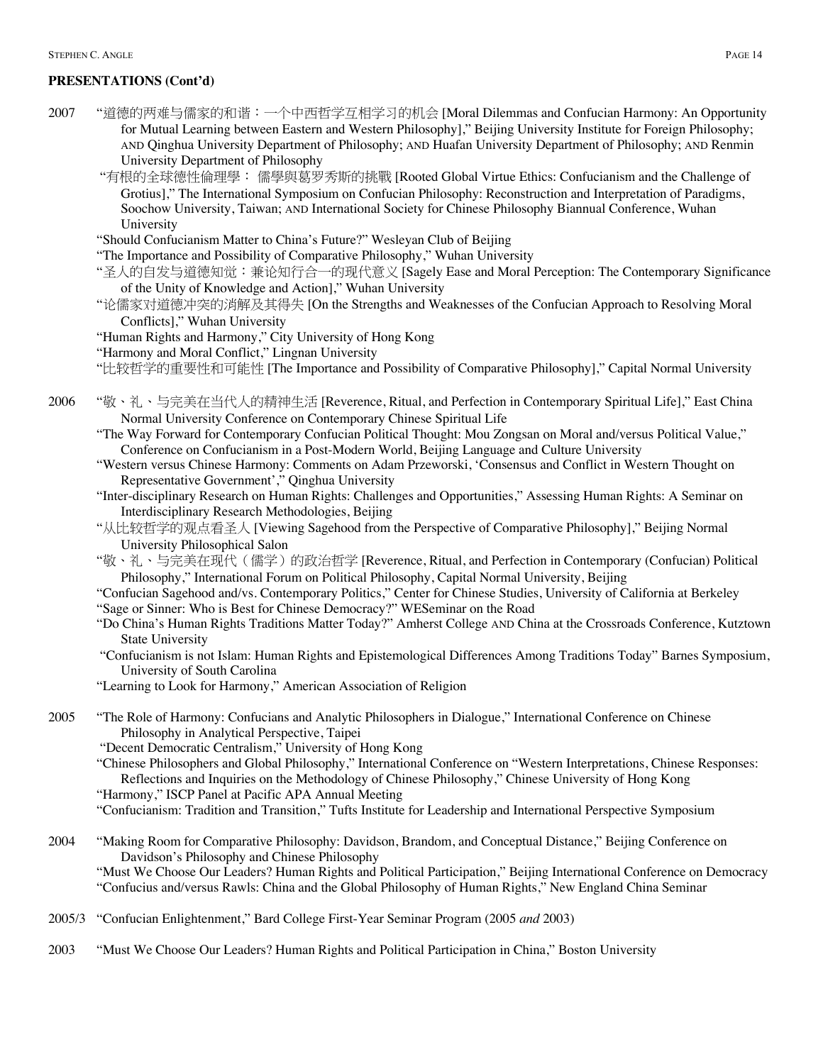**PRESENTATIONS (Cont'd)**

2007 "道德的两难与儒家的和谐：一个中西哲学互相学习的机会 [Moral Dilemmas and Confucian Harmony: An Opportunity for Mutual Learning between Eastern and Western Philosophy]," Beijing University Institute for Foreign Philosophy; AND Qinghua University Department of Philosophy; AND Huafan University Department of Philosophy; AND Renmin University Department of Philosophy

"有根的全球德性倫理學： 儒學與葛罗秀斯的挑戰 [Rooted Global Virtue Ethics: Confucianism and the Challenge of Grotius]," The International Symposium on Confucian Philosophy: Reconstruction and Interpretation of Paradigms, Soochow University, Taiwan; AND International Society for Chinese Philosophy Biannual Conference, Wuhan University

"Should Confucianism Matter to China's Future?" Wesleyan Club of Beijing

"The Importance and Possibility of Comparative Philosophy," Wuhan University

"圣人的自发与道德知觉：兼论知行合一的现代意义 [Sagely Ease and Moral Perception: The Contemporary Significance of the Unity of Knowledge and Action]," Wuhan University

"论儒家对道德冲突的消解及其得失 [On the Strengths and Weaknesses of the Confucian Approach to Resolving Moral Conflicts]," Wuhan University

"Human Rights and Harmony," City University of Hong Kong

"Harmony and Moral Conflict," Lingnan University

"比较哲学的重要性和可能性 [The Importance and Possibility of Comparative Philosophy]," Capital Normal University

2006 "敬、礼、与完美在当代人的精神生活 [Reverence, Ritual, and Perfection in Contemporary Spiritual Life]," East China Normal University Conference on Contemporary Chinese Spiritual Life

"The Way Forward for Contemporary Confucian Political Thought: Mou Zongsan on Moral and/versus Political Value," Conference on Confucianism in a Post-Modern World, Beijing Language and Culture University

"Western versus Chinese Harmony: Comments on Adam Przeworski, 'Consensus and Conflict in Western Thought on Representative Government'," Qinghua University

"Inter-disciplinary Research on Human Rights: Challenges and Opportunities," Assessing Human Rights: A Seminar on Interdisciplinary Research Methodologies, Beijing

"从比较哲学的观点看圣人 [Viewing Sagehood from the Perspective of Comparative Philosophy]," Beijing Normal University Philosophical Salon

"敬、礼、与完美在现代（儒学）的政治哲学 [Reverence, Ritual, and Perfection in Contemporary (Confucian) Political Philosophy," International Forum on Political Philosophy, Capital Normal University, Beijing

"Confucian Sagehood and/vs. Contemporary Politics," Center for Chinese Studies, University of California at Berkeley

"Sage or Sinner: Who is Best for Chinese Democracy?" WESeminar on the Road

"Do China's Human Rights Traditions Matter Today?" Amherst College AND China at the Crossroads Conference, Kutztown State University

"Confucianism is not Islam: Human Rights and Epistemological Differences Among Traditions Today" Barnes Symposium, University of South Carolina

"Learning to Look for Harmony," American Association of Religion

2005 "The Role of Harmony: Confucians and Analytic Philosophers in Dialogue," International Conference on Chinese Philosophy in Analytical Perspective, Taipei

"Decent Democratic Centralism," University of Hong Kong

"Chinese Philosophers and Global Philosophy," International Conference on "Western Interpretations, Chinese Responses: Reflections and Inquiries on the Methodology of Chinese Philosophy," Chinese University of Hong Kong

"Harmony," ISCP Panel at Pacific APA Annual Meeting

"Confucianism: Tradition and Transition," Tufts Institute for Leadership and International Perspective Symposium

2004 "Making Room for Comparative Philosophy: Davidson, Brandom, and Conceptual Distance," Beijing Conference on Davidson's Philosophy and Chinese Philosophy

"Must We Choose Our Leaders? Human Rights and Political Participation," Beijing International Conference on Democracy

"Confucius and/versus Rawls: China and the Global Philosophy of Human Rights," New England China Seminar

2005/3 "Confucian Enlightenment," Bard College First-Year Seminar Program (2005 *and* 2003)

2003 "Must We Choose Our Leaders? Human Rights and Political Participation in China," Boston University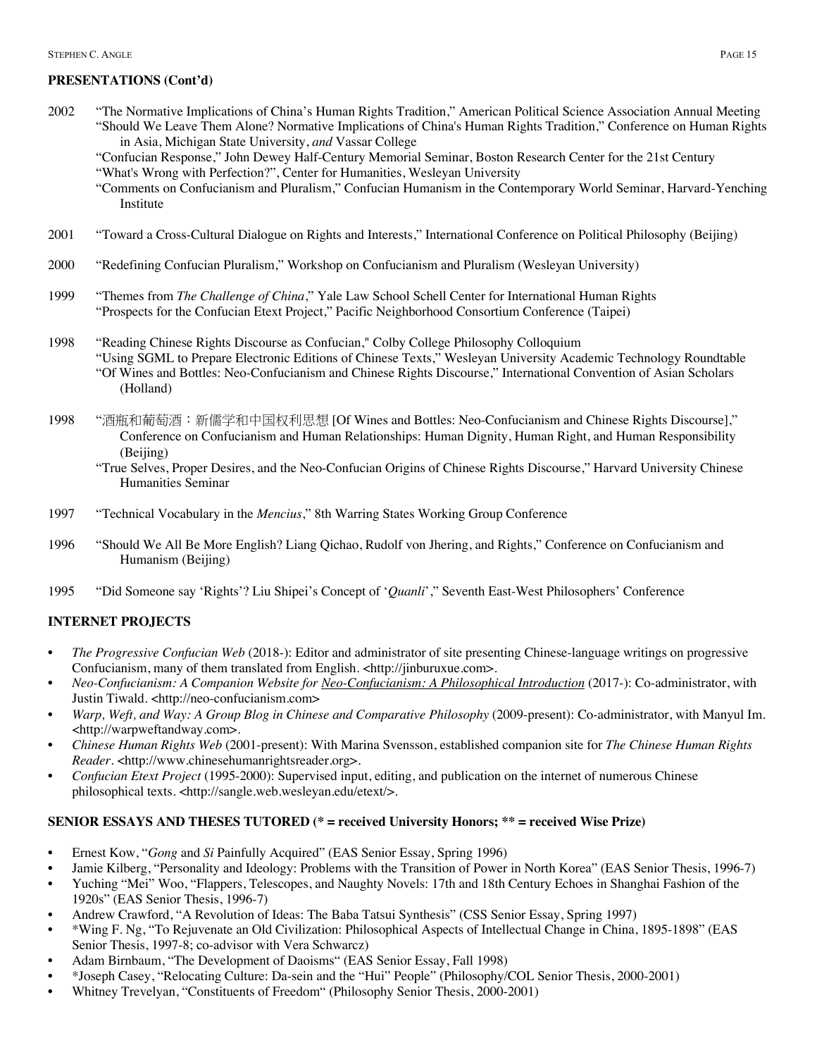**PRESENTATIONS (Cont'd)**

2002 "The Normative Implications of China's Human Rights Tradition," American Political Science Association Annual Meeting
"Should We Leave Them Alone? Normative Implications of China's Human Rights Tradition," Conference on Human Rights in Asia, Michigan State University, *and* Vassar College
"Confucian Response," John Dewey Half-Century Memorial Seminar, Boston Research Center for the 21st Century
"What's Wrong with Perfection?", Center for Humanities, Wesleyan University
"Comments on Confucianism and Pluralism," Confucian Humanism in the Contemporary World Seminar, Harvard-Yenching Institute

2001 "Toward a Cross-Cultural Dialogue on Rights and Interests," International Conference on Political Philosophy (Beijing)

2000 "Redefining Confucian Pluralism," Workshop on Confucianism and Pluralism (Wesleyan University)

1999 "Themes from *The Challenge of China*," Yale Law School Schell Center for International Human Rights
"Prospects for the Confucian Etext Project," Pacific Neighborhood Consortium Conference (Taipei)

1998 "Reading Chinese Rights Discourse as Confucian," Colby College Philosophy Colloquium
"Using SGML to Prepare Electronic Editions of Chinese Texts," Wesleyan University Academic Technology Roundtable
"Of Wines and Bottles: Neo-Confucianism and Chinese Rights Discourse," International Convention of Asian Scholars (Holland)

1998 "酒瓶和葡萄酒：新儒学和中国权利思想 [Of Wines and Bottles: Neo-Confucianism and Chinese Rights Discourse]," Conference on Confucianism and Human Relationships: Human Dignity, Human Right, and Human Responsibility (Beijing)
"True Selves, Proper Desires, and the Neo-Confucian Origins of Chinese Rights Discourse," Harvard University Chinese Humanities Seminar

1997 "Technical Vocabulary in the *Mencius*," 8th Warring States Working Group Conference

1996 "Should We All Be More English? Liang Qichao, Rudolf von Jhering, and Rights," Conference on Confucianism and Humanism (Beijing)

1995 "Did Someone say 'Rights'? Liu Shipei's Concept of '*Quanli*'," Seventh East-West Philosophers' Conference

**INTERNET PROJECTS**

- *The Progressive Confucian Web* (2018-): Editor and administrator of site presenting Chinese-language writings on progressive Confucianism, many of them translated from English. <http://jinburuxue.com>.
- *Neo-Confucianism: A Companion Website for Neo-Confucianism: A Philosophical Introduction* (2017-): Co-administrator, with Justin Tiwald. <http://neo-confucianism.com>
- *Warp, Weft, and Way: A Group Blog in Chinese and Comparative Philosophy* (2009-present): Co-administrator, with Manyul Im. <http://warpweftandway.com>.
- *Chinese Human Rights Web* (2001-present): With Marina Svensson, established companion site for *The Chinese Human Rights Reader*. <http://www.chinesehumanrightsreader.org>.
- *Confucian Etext Project* (1995-2000): Supervised input, editing, and publication on the internet of numerous Chinese philosophical texts. <http://sangle.web.wesleyan.edu/etext/>.

**SENIOR ESSAYS AND THESES TUTORED (* = received University Honors; ** = received Wise Prize)**

- Ernest Kow, "*Gong* and *Si* Painfully Acquired" (EAS Senior Essay, Spring 1996)
- Jamie Kilberg, "Personality and Ideology: Problems with the Transition of Power in North Korea" (EAS Senior Thesis, 1996-7)
- Yuching "Mei" Woo, "Flappers, Telescopes, and Naughty Novels: 17th and 18th Century Echoes in Shanghai Fashion of the 1920s" (EAS Senior Thesis, 1996-7)
- Andrew Crawford, "A Revolution of Ideas: The Baba Tatsui Synthesis" (CSS Senior Essay, Spring 1997)
- *Wing F. Ng, "To Rejuvenate an Old Civilization: Philosophical Aspects of Intellectual Change in China, 1895-1898" (EAS Senior Thesis, 1997-8; co-advisor with Vera Schwarcz)
- Adam Birnbaum, "The Development of Daoisms" (EAS Senior Essay, Fall 1998)
- *Joseph Casey, "Relocating Culture: Da-sein and the "Hui" People" (Philosophy/COL Senior Thesis, 2000-2001)
- Whitney Trevelyan, "Constituents of Freedom" (Philosophy Senior Thesis, 2000-2001)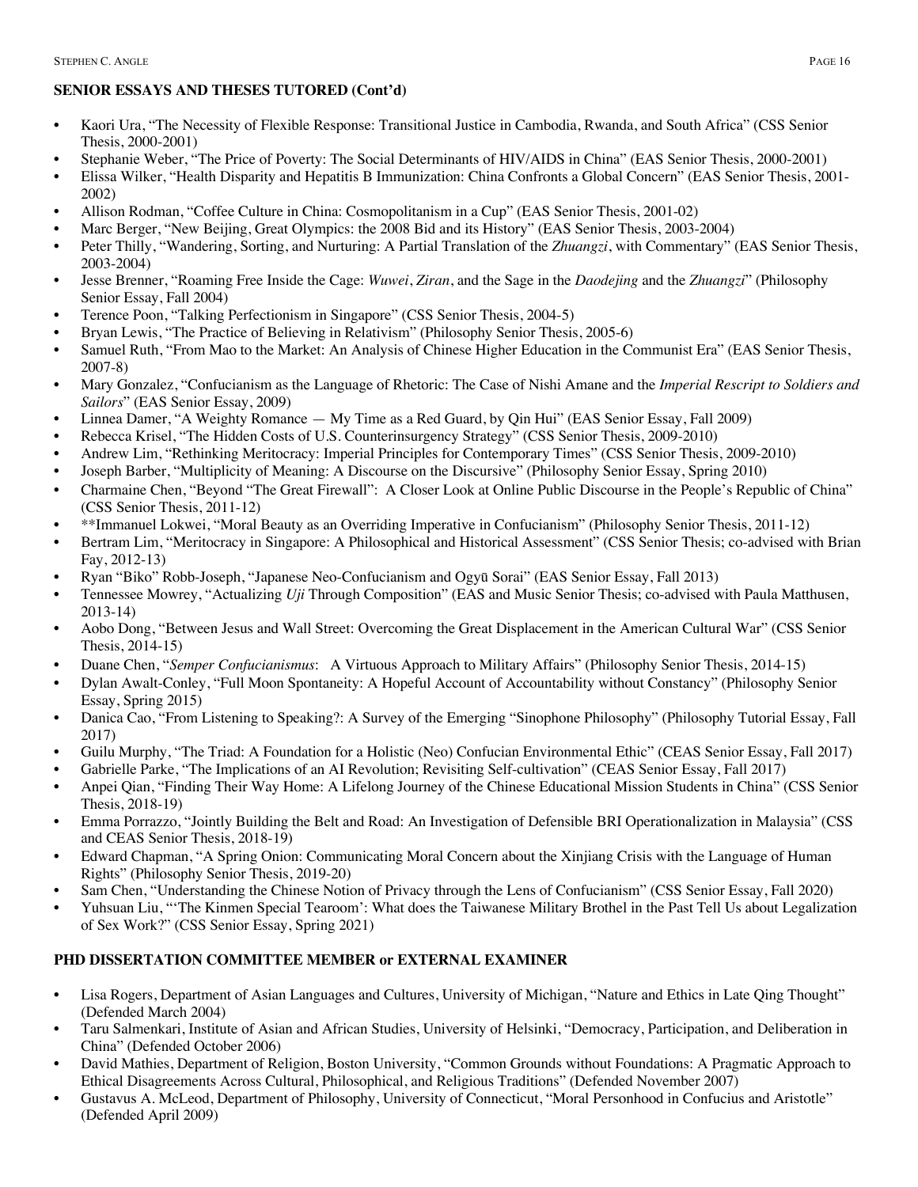**SENIOR ESSAYS AND THESES TUTORED (Cont'd)**

- Kaori Ura, "The Necessity of Flexible Response: Transitional Justice in Cambodia, Rwanda, and South Africa" (CSS Senior Thesis, 2000-2001)
- Stephanie Weber, "The Price of Poverty: The Social Determinants of HIV/AIDS in China" (EAS Senior Thesis, 2000-2001)
- Elissa Wilker, "Health Disparity and Hepatitis B Immunization: China Confronts a Global Concern" (EAS Senior Thesis, 2001-2002)
- Allison Rodman, "Coffee Culture in China: Cosmopolitanism in a Cup" (EAS Senior Thesis, 2001-02)
- Marc Berger, "New Beijing, Great Olympics: the 2008 Bid and its History" (EAS Senior Thesis, 2003-2004)
- Peter Thilly, "Wandering, Sorting, and Nurturing: A Partial Translation of the *Zhuangzi*, with Commentary" (EAS Senior Thesis, 2003-2004)
- Jesse Brenner, "Roaming Free Inside the Cage: *Wuwei*, *Ziran*, and the Sage in the *Daodejing* and the *Zhuangzi*" (Philosophy Senior Essay, Fall 2004)
- Terence Poon, "Talking Perfectionism in Singapore" (CSS Senior Thesis, 2004-5)
- Bryan Lewis, "The Practice of Believing in Relativism" (Philosophy Senior Thesis, 2005-6)
- Samuel Ruth, "From Mao to the Market: An Analysis of Chinese Higher Education in the Communist Era" (EAS Senior Thesis, 2007-8)
- Mary Gonzalez, "Confucianism as the Language of Rhetoric: The Case of Nishi Amane and the *Imperial Rescript to Soldiers and Sailors*" (EAS Senior Essay, 2009)
- Linnea Damer, "A Weighty Romance — My Time as a Red Guard, by Qin Hui" (EAS Senior Essay, Fall 2009)
- Rebecca Krisel, "The Hidden Costs of U.S. Counterinsurgency Strategy" (CSS Senior Thesis, 2009-2010)
- Andrew Lim, "Rethinking Meritocracy: Imperial Principles for Contemporary Times" (CSS Senior Thesis, 2009-2010)
- Joseph Barber, "Multiplicity of Meaning: A Discourse on the Discursive" (Philosophy Senior Essay, Spring 2010)
- Charmaine Chen, "Beyond "The Great Firewall": A Closer Look at Online Public Discourse in the People's Republic of China" (CSS Senior Thesis, 2011-12)
- **Immanuel Lokwei, "Moral Beauty as an Overriding Imperative in Confucianism" (Philosophy Senior Thesis, 2011-12)
- Bertram Lim, "Meritocracy in Singapore: A Philosophical and Historical Assessment" (CSS Senior Thesis; co-advised with Brian Fay, 2012-13)
- Ryan "Biko" Robb-Joseph, "Japanese Neo-Confucianism and Ogyū Sorai" (EAS Senior Essay, Fall 2013)
- Tennessee Mowrey, "Actualizing *Uji* Through Composition" (EAS and Music Senior Thesis; co-advised with Paula Matthusen, 2013-14)
- Aobo Dong, "Between Jesus and Wall Street: Overcoming the Great Displacement in the American Cultural War" (CSS Senior Thesis, 2014-15)
- Duane Chen, "*Semper Confucianismus*: A Virtuous Approach to Military Affairs" (Philosophy Senior Thesis, 2014-15)
- Dylan Awalt-Conley, "Full Moon Spontaneity: A Hopeful Account of Accountability without Constancy" (Philosophy Senior Essay, Spring 2015)
- Danica Cao, "From Listening to Speaking?: A Survey of the Emerging "Sinophone Philosophy" (Philosophy Tutorial Essay, Fall 2017)
- Guilu Murphy, "The Triad: A Foundation for a Holistic (Neo) Confucian Environmental Ethic" (CEAS Senior Essay, Fall 2017)
- Gabrielle Parke, "The Implications of an AI Revolution; Revisiting Self-cultivation" (CEAS Senior Essay, Fall 2017)
- Anpei Qian, "Finding Their Way Home: A Lifelong Journey of the Chinese Educational Mission Students in China" (CSS Senior Thesis, 2018-19)
- Emma Porrazzo, "Jointly Building the Belt and Road: An Investigation of Defensible BRI Operationalization in Malaysia" (CSS and CEAS Senior Thesis, 2018-19)
- Edward Chapman, "A Spring Onion: Communicating Moral Concern about the Xinjiang Crisis with the Language of Human Rights" (Philosophy Senior Thesis, 2019-20)
- Sam Chen, "Understanding the Chinese Notion of Privacy through the Lens of Confucianism" (CSS Senior Essay, Fall 2020)
- Yuhsuan Liu, "'The Kinmen Special Tearoom': What does the Taiwanese Military Brothel in the Past Tell Us about Legalization of Sex Work?" (CSS Senior Essay, Spring 2021)

**PHD DISSERTATION COMMITTEE MEMBER or EXTERNAL EXAMINER**

- Lisa Rogers, Department of Asian Languages and Cultures, University of Michigan, "Nature and Ethics in Late Qing Thought" (Defended March 2004)
- Taru Salmenkari, Institute of Asian and African Studies, University of Helsinki, "Democracy, Participation, and Deliberation in China" (Defended October 2006)
- David Mathies, Department of Religion, Boston University, "Common Grounds without Foundations: A Pragmatic Approach to Ethical Disagreements Across Cultural, Philosophical, and Religious Traditions" (Defended November 2007)
- Gustavus A. McLeod, Department of Philosophy, University of Connecticut, "Moral Personhood in Confucius and Aristotle" (Defended April 2009)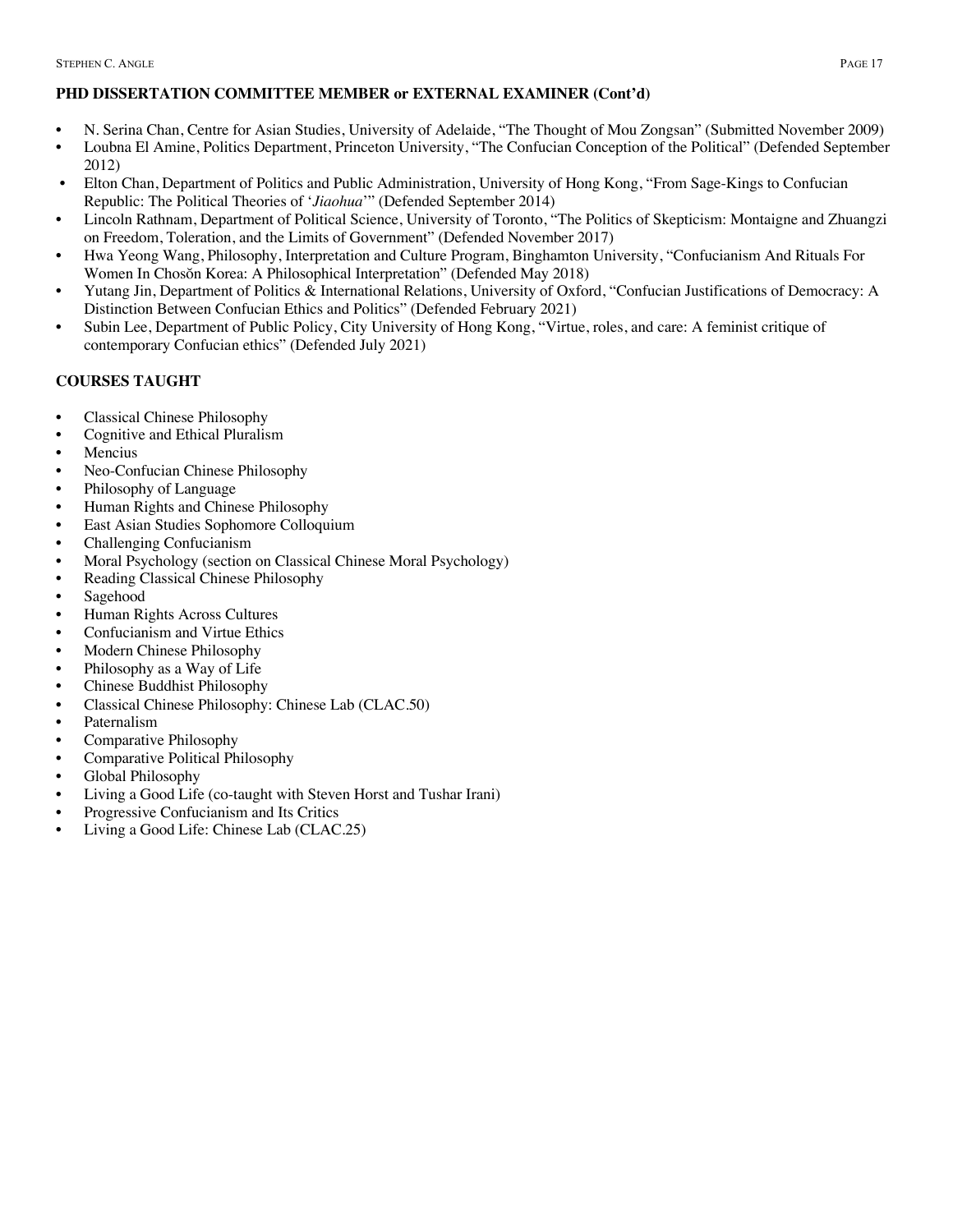**PHD DISSERTATION COMMITTEE MEMBER or EXTERNAL EXAMINER (Cont'd)**

- N. Serina Chan, Centre for Asian Studies, University of Adelaide, "The Thought of Mou Zongsan" (Submitted November 2009)
- Loubna El Amine, Politics Department, Princeton University, "The Confucian Conception of the Political" (Defended September 2012)
- Elton Chan, Department of Politics and Public Administration, University of Hong Kong, "From Sage-Kings to Confucian Republic: The Political Theories of '*Jiaohua*'" (Defended September 2014)
- Lincoln Rathnam, Department of Political Science, University of Toronto, "The Politics of Skepticism: Montaigne and Zhuangzi on Freedom, Toleration, and the Limits of Government" (Defended November 2017)
- Hwa Yeong Wang, Philosophy, Interpretation and Culture Program, Binghamton University, "Confucianism And Rituals For Women In Chosŏn Korea: A Philosophical Interpretation" (Defended May 2018)
- Yutang Jin, Department of Politics & International Relations, University of Oxford, "Confucian Justifications of Democracy: A Distinction Between Confucian Ethics and Politics" (Defended February 2021)
- Subin Lee, Department of Public Policy, City University of Hong Kong, "Virtue, roles, and care: A feminist critique of contemporary Confucian ethics" (Defended July 2021)

**COURSES TAUGHT**

- Classical Chinese Philosophy
- Cognitive and Ethical Pluralism
- Mencius
- Neo-Confucian Chinese Philosophy
- Philosophy of Language
- Human Rights and Chinese Philosophy
- East Asian Studies Sophomore Colloquium
- Challenging Confucianism
- Moral Psychology (section on Classical Chinese Moral Psychology)
- Reading Classical Chinese Philosophy
- Sagehood
- Human Rights Across Cultures
- Confucianism and Virtue Ethics
- Modern Chinese Philosophy
- Philosophy as a Way of Life
- Chinese Buddhist Philosophy
- Classical Chinese Philosophy: Chinese Lab (CLAC.50)
- Paternalism
- Comparative Philosophy
- Comparative Political Philosophy
- Global Philosophy
- Living a Good Life (co-taught with Steven Horst and Tushar Irani)
- Progressive Confucianism and Its Critics
- Living a Good Life: Chinese Lab (CLAC.25)